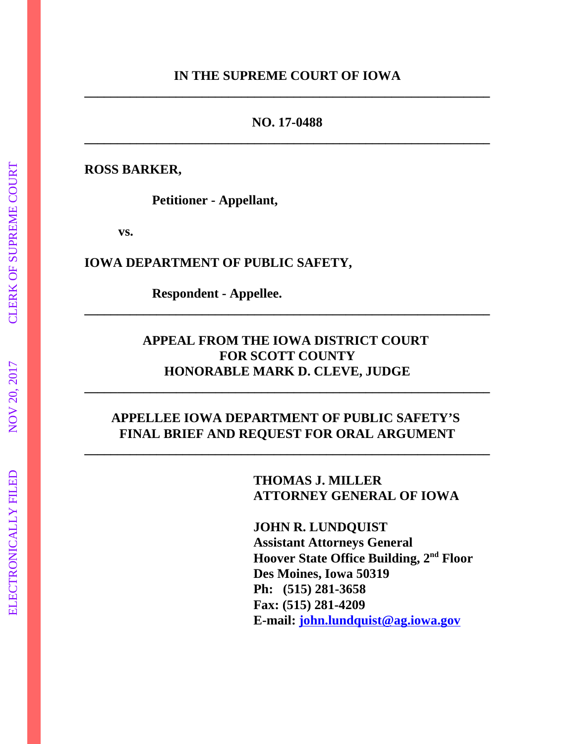**IN THE SUPREME COURT OF IOWA**

---

**NO. 17-0488**

---

**ROSS BARKER,**

**Petitioner - Appellant,**

**vs.**

**IOWA DEPARTMENT OF PUBLIC SAFETY,**

**Respondent - Appellee.**

---

**APPEAL FROM THE IOWA DISTRICT COURT**
**FOR SCOTT COUNTY**
**HONORABLE MARK D. CLEVE, JUDGE**

---

**APPELLEE IOWA DEPARTMENT OF PUBLIC SAFETY'S**
**FINAL BRIEF AND REQUEST FOR ORAL ARGUMENT**

---

**THOMAS J. MILLER**
**ATTORNEY GENERAL OF IOWA**

**JOHN R. LUNDQUIST**
**Assistant Attorneys General**
**Hoover State Office Building, 2nd Floor**
**Des Moines, Iowa 50319**
**Ph: (515) 281-3658**
**Fax: (515) 281-4209**
**E-mail: john.lundquist@ag.iowa.gov**

ELECTRONICALLY FILED NOV 20, 2017 CLERK OF SUPREME COURT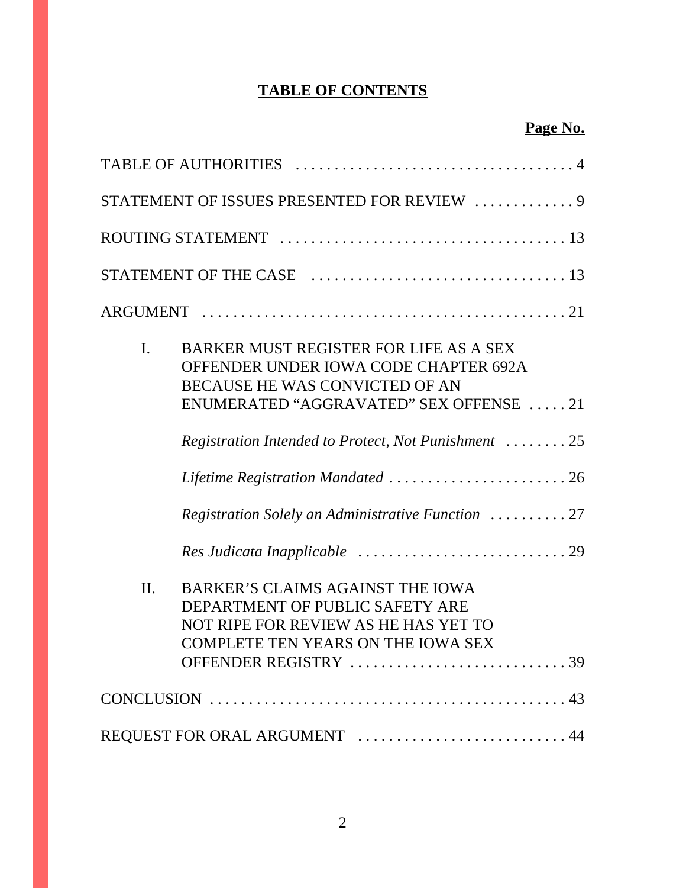# **TABLE OF CONTENTS**

**Page No.**

TABLE OF AUTHORITIES . . . . . . . . . . . . . . . . . . . . . . . . . . . . . . . . . . . . 4

STATEMENT OF ISSUES PRESENTED FOR REVIEW . . . . . . . . . . . . . 9

ROUTING STATEMENT . . . . . . . . . . . . . . . . . . . . . . . . . . . . . . . . . . . . 13

STATEMENT OF THE CASE . . . . . . . . . . . . . . . . . . . . . . . . . . . . . . . . 13

ARGUMENT . . . . . . . . . . . . . . . . . . . . . . . . . . . . . . . . . . . . . . . . . . . . . 21

I. BARKER MUST REGISTER FOR LIFE AS A SEX OFFENDER UNDER IOWA CODE CHAPTER 692A BECAUSE HE WAS CONVICTED OF AN ENUMERATED "AGGRAVATED" SEX OFFENSE . . . . . 21

*Registration Intended to Protect, Not Punishment* . . . . . . . . 25

*Lifetime Registration Mandated* . . . . . . . . . . . . . . . . . . . . . . . 26

*Registration Solely an Administrative Function* . . . . . . . . . . 27

*Res Judicata Inapplicable* . . . . . . . . . . . . . . . . . . . . . . . . . . . 29

II. BARKER'S CLAIMS AGAINST THE IOWA DEPARTMENT OF PUBLIC SAFETY ARE NOT RIPE FOR REVIEW AS HE HAS YET TO COMPLETE TEN YEARS ON THE IOWA SEX OFFENDER REGISTRY . . . . . . . . . . . . . . . . . . . . . . . . . . . . 39

CONCLUSION . . . . . . . . . . . . . . . . . . . . . . . . . . . . . . . . . . . . . . . . . . . . . 43

REQUEST FOR ORAL ARGUMENT . . . . . . . . . . . . . . . . . . . . . . . . . . . 44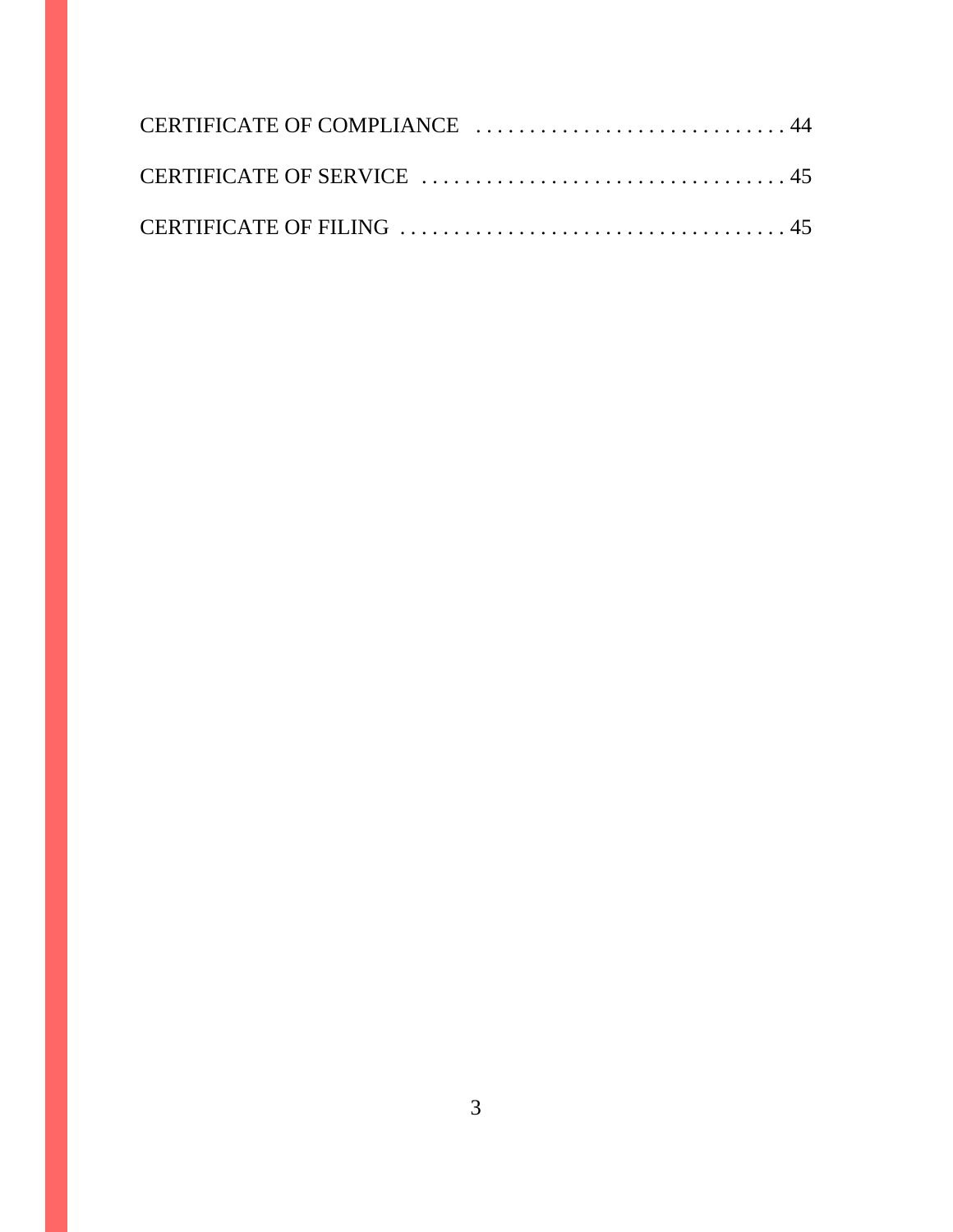CERTIFICATE OF COMPLIANCE . . . . . . . . . . . . . . . . . . . . . . . . . . . . . 44

CERTIFICATE OF SERVICE . . . . . . . . . . . . . . . . . . . . . . . . . . . . . . . . . . 45

CERTIFICATE OF FILING . . . . . . . . . . . . . . . . . . . . . . . . . . . . . . . . . . . . 45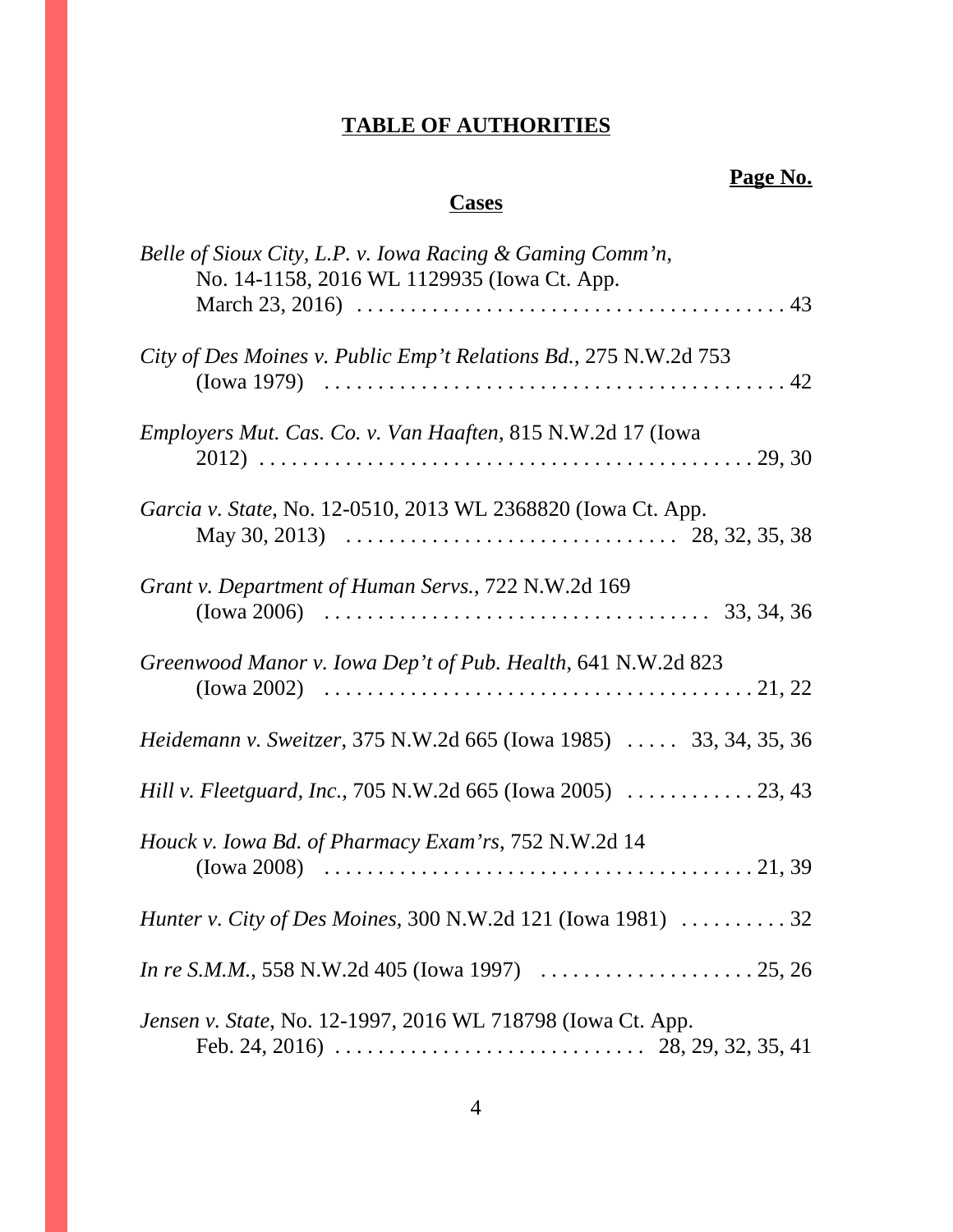# TABLE OF AUTHORITIES

**Page No.**

## Cases

*Belle of Sioux City, L.P. v. Iowa Racing & Gaming Comm'n*, No. 14-1158, 2016 WL 1129935 (Iowa Ct. App. March 23, 2016) . . . . . . . . . . . . . . . . . . . . . . . . . . . . . . . . . . . . . . . . 43

*City of Des Moines v. Public Emp't Relations Bd.*, 275 N.W.2d 753 (Iowa 1979) . . . . . . . . . . . . . . . . . . . . . . . . . . . . . . . . . . . . . . . . . . . 42

*Employers Mut. Cas. Co. v. Van Haaften*, 815 N.W.2d 17 (Iowa 2012) . . . . . . . . . . . . . . . . . . . . . . . . . . . . . . . . . . . . . . . . . . . . . . 29, 30

*Garcia v. State*, No. 12-0510, 2013 WL 2368820 (Iowa Ct. App. May 30, 2013) . . . . . . . . . . . . . . . . . . . . . . . . . . . . . . 28, 32, 35, 38

*Grant v. Department of Human Servs.*, 722 N.W.2d 169 (Iowa 2006) . . . . . . . . . . . . . . . . . . . . . . . . . . . . . . . . . . 33, 34, 36

*Greenwood Manor v. Iowa Dep't of Pub. Health*, 641 N.W.2d 823 (Iowa 2002) . . . . . . . . . . . . . . . . . . . . . . . . . . . . . . . . . . . . . . . 21, 22

*Heidemann v. Sweitzer*, 375 N.W.2d 665 (Iowa 1985) . . . . . 33, 34, 35, 36

*Hill v. Fleetguard, Inc.*, 705 N.W.2d 665 (Iowa 2005) . . . . . . . . . . . . 23, 43

*Houck v. Iowa Bd. of Pharmacy Exam'rs*, 752 N.W.2d 14 (Iowa 2008) . . . . . . . . . . . . . . . . . . . . . . . . . . . . . . . . . . . . . . . 21, 39

*Hunter v. City of Des Moines*, 300 N.W.2d 121 (Iowa 1981) . . . . . . . . . . 32

*In re S.M.M.*, 558 N.W.2d 405 (Iowa 1997) . . . . . . . . . . . . . . . . . . . . 25, 26

*Jensen v. State*, No. 12-1997, 2016 WL 718798 (Iowa Ct. App. Feb. 24, 2016) . . . . . . . . . . . . . . . . . . . . . . . . . . . 28, 29, 32, 35, 41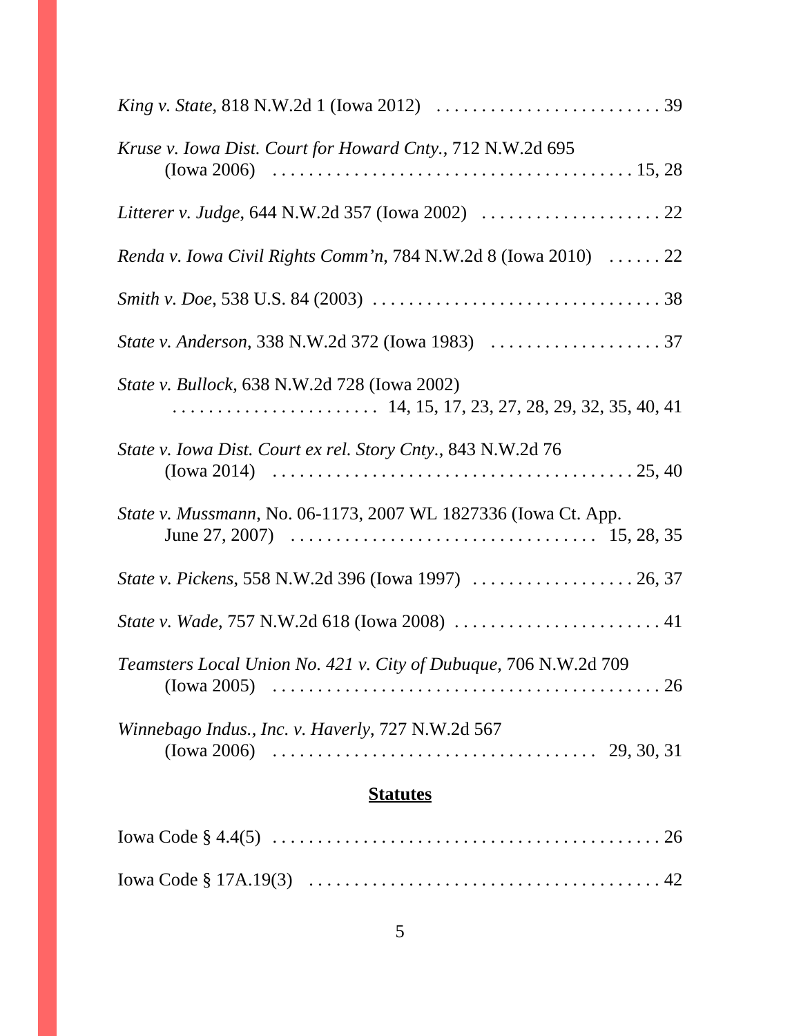*King v. State*, 818 N.W.2d 1 (Iowa 2012) . . . . . . . . . . . . . . . . . . . . . . . . . 39

*Kruse v. Iowa Dist. Court for Howard Cnty.*, 712 N.W.2d 695 (Iowa 2006) . . . . . . . . . . . . . . . . . . . . . . . . . . . . . . . . . . . . . . . . 15, 28

*Litterer v. Judge*, 644 N.W.2d 357 (Iowa 2002) . . . . . . . . . . . . . . . . . . . . 22

*Renda v. Iowa Civil Rights Comm'n*, 784 N.W.2d 8 (Iowa 2010) . . . . . . 22

*Smith v. Doe*, 538 U.S. 84 (2003) . . . . . . . . . . . . . . . . . . . . . . . . . . . . . . . 38

*State v. Anderson*, 338 N.W.2d 372 (Iowa 1983) . . . . . . . . . . . . . . . . . . . 37

*State v. Bullock*, 638 N.W.2d 728 (Iowa 2002) . . . . . . . . . . . . . . . . . . . . . . 14, 15, 17, 23, 27, 28, 29, 32, 35, 40, 41

*State v. Iowa Dist. Court ex rel. Story Cnty.*, 843 N.W.2d 76 (Iowa 2014) . . . . . . . . . . . . . . . . . . . . . . . . . . . . . . . . . . . . . . . 25, 40

*State v. Mussmann*, No. 06-1173, 2007 WL 1827336 (Iowa Ct. App. June 27, 2007) . . . . . . . . . . . . . . . . . . . . . . . . . . . . . . . . 15, 28, 35

*State v. Pickens*, 558 N.W.2d 396 (Iowa 1997) . . . . . . . . . . . . . . . . . . 26, 37

*State v. Wade*, 757 N.W.2d 618 (Iowa 2008) . . . . . . . . . . . . . . . . . . . . . . . 41

*Teamsters Local Union No. 421 v. City of Dubuque*, 706 N.W.2d 709 (Iowa 2005) . . . . . . . . . . . . . . . . . . . . . . . . . . . . . . . . . . . . . . . . . . . 26

*Winnebago Indus., Inc. v. Haverly*, 727 N.W.2d 567 (Iowa 2006) . . . . . . . . . . . . . . . . . . . . . . . . . . . . . . . . . . . 29, 30, 31

**Statutes**

Iowa Code § 4.4(5) . . . . . . . . . . . . . . . . . . . . . . . . . . . . . . . . . . . . . . . . . . . 26

Iowa Code § 17A.19(3) . . . . . . . . . . . . . . . . . . . . . . . . . . . . . . . . . . . . . . . 42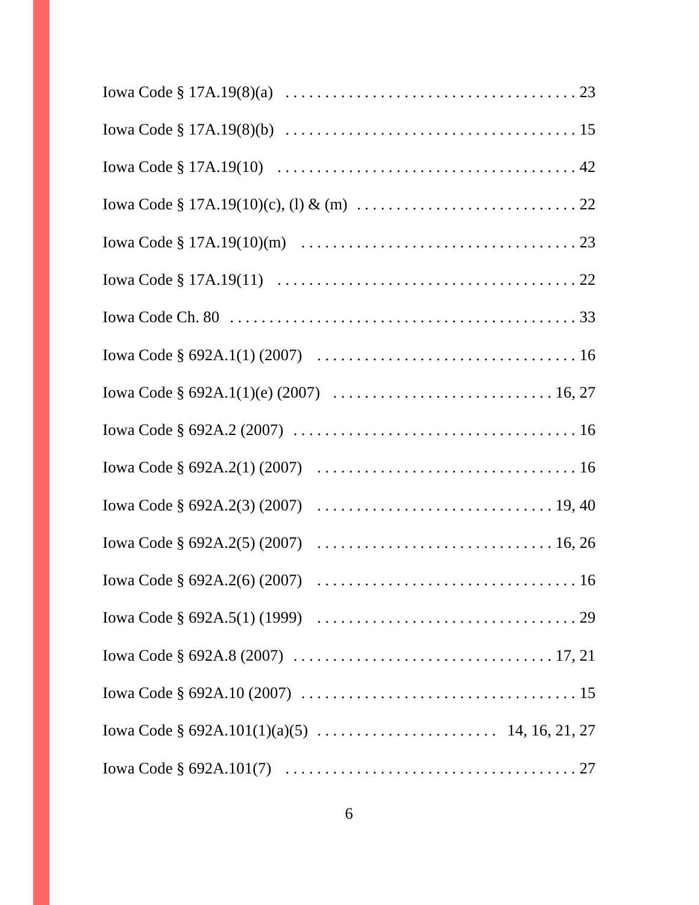Iowa Code § 17A.19(8)(a) . . . . . . . . . . . . . . . . . . . . . . . . . . . . . . . . . . . . . 23

Iowa Code § 17A.19(8)(b) . . . . . . . . . . . . . . . . . . . . . . . . . . . . . . . . . . . . . 15

Iowa Code § 17A.19(10) . . . . . . . . . . . . . . . . . . . . . . . . . . . . . . . . . . . . . . 42

Iowa Code § 17A.19(10)(c), (l) & (m) . . . . . . . . . . . . . . . . . . . . . . . . . . . . 22

Iowa Code § 17A.19(10)(m) . . . . . . . . . . . . . . . . . . . . . . . . . . . . . . . . . . . 23

Iowa Code § 17A.19(11) . . . . . . . . . . . . . . . . . . . . . . . . . . . . . . . . . . . . . . 22

Iowa Code Ch. 80 . . . . . . . . . . . . . . . . . . . . . . . . . . . . . . . . . . . . . . . . . . . . 33

Iowa Code § 692A.1(1) (2007) . . . . . . . . . . . . . . . . . . . . . . . . . . . . . . . . . 16

Iowa Code § 692A.1(1)(e) (2007) . . . . . . . . . . . . . . . . . . . . . . . . . . . . 16, 27

Iowa Code § 692A.2 (2007) . . . . . . . . . . . . . . . . . . . . . . . . . . . . . . . . . . . . 16

Iowa Code § 692A.2(1) (2007) . . . . . . . . . . . . . . . . . . . . . . . . . . . . . . . . . 16

Iowa Code § 692A.2(3) (2007) . . . . . . . . . . . . . . . . . . . . . . . . . . . . . . 19, 40

Iowa Code § 692A.2(5) (2007) . . . . . . . . . . . . . . . . . . . . . . . . . . . . . . 16, 26

Iowa Code § 692A.2(6) (2007) . . . . . . . . . . . . . . . . . . . . . . . . . . . . . . . . . 16

Iowa Code § 692A.5(1) (1999) . . . . . . . . . . . . . . . . . . . . . . . . . . . . . . . . . 29

Iowa Code § 692A.8 (2007) . . . . . . . . . . . . . . . . . . . . . . . . . . . . . . . . . 17, 21

Iowa Code § 692A.10 (2007) . . . . . . . . . . . . . . . . . . . . . . . . . . . . . . . . . . . 15

Iowa Code § 692A.101(1)(a)(5) . . . . . . . . . . . . . . . . . . . . . . 14, 16, 21, 27

Iowa Code § 692A.101(7) . . . . . . . . . . . . . . . . . . . . . . . . . . . . . . . . . . . . . 27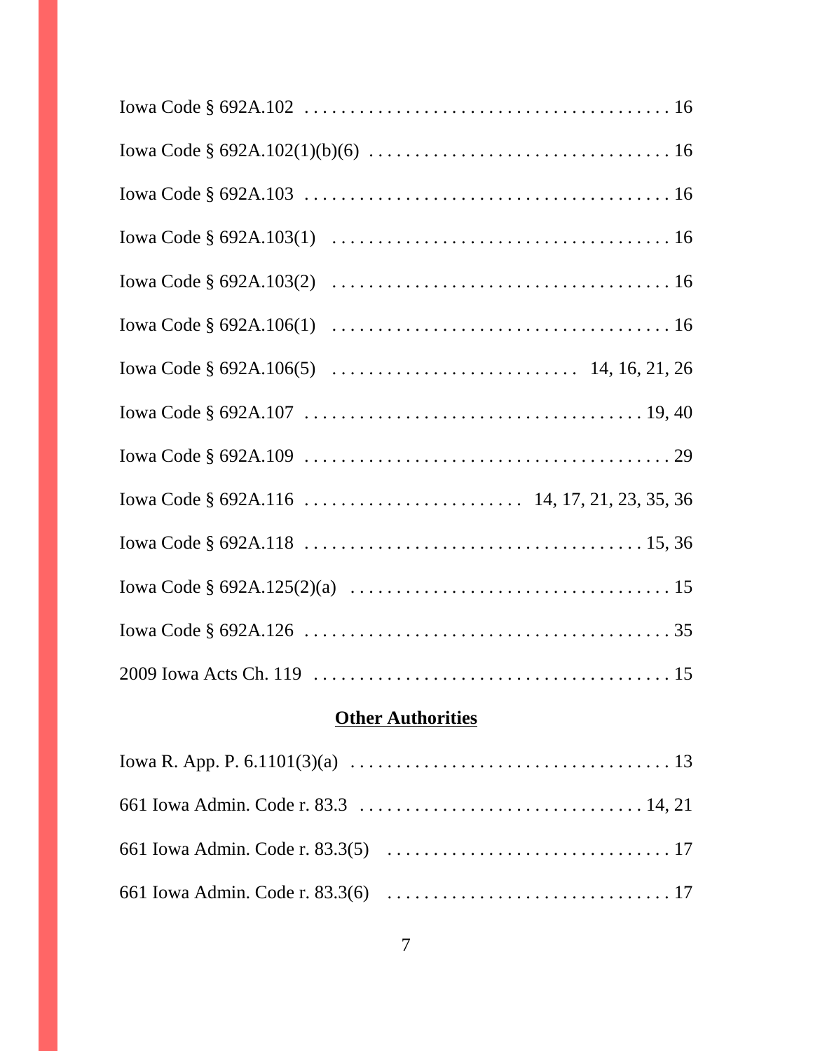Iowa Code § 692A.102 . . . . . . . . . . . . . . . . . . . . . . . . . . . . . . . . . . . . . . . 16

Iowa Code § 692A.102(1)(b)(6) . . . . . . . . . . . . . . . . . . . . . . . . . . . . . . . . 16

Iowa Code § 692A.103 . . . . . . . . . . . . . . . . . . . . . . . . . . . . . . . . . . . . . . . 16

Iowa Code § 692A.103(1) . . . . . . . . . . . . . . . . . . . . . . . . . . . . . . . . . . . . 16

Iowa Code § 692A.103(2) . . . . . . . . . . . . . . . . . . . . . . . . . . . . . . . . . . . . 16

Iowa Code § 692A.106(1) . . . . . . . . . . . . . . . . . . . . . . . . . . . . . . . . . . . . 16

Iowa Code § 692A.106(5) . . . . . . . . . . . . . . . . . . . . . . . . . . 14, 16, 21, 26

Iowa Code § 692A.107 . . . . . . . . . . . . . . . . . . . . . . . . . . . . . . . . . . . . 19, 40

Iowa Code § 692A.109 . . . . . . . . . . . . . . . . . . . . . . . . . . . . . . . . . . . . . . . 29

Iowa Code § 692A.116 . . . . . . . . . . . . . . . . . . . . . . . 14, 17, 21, 23, 35, 36

Iowa Code § 692A.118 . . . . . . . . . . . . . . . . . . . . . . . . . . . . . . . . . . . . 15, 36

Iowa Code § 692A.125(2)(a) . . . . . . . . . . . . . . . . . . . . . . . . . . . . . . . . . . 15

Iowa Code § 692A.126 . . . . . . . . . . . . . . . . . . . . . . . . . . . . . . . . . . . . . . . 35

2009 Iowa Acts Ch. 119 . . . . . . . . . . . . . . . . . . . . . . . . . . . . . . . . . . . . . . 15

**Other Authorities**

Iowa R. App. P. 6.1101(3)(a) . . . . . . . . . . . . . . . . . . . . . . . . . . . . . . . . . . 13

661 Iowa Admin. Code r. 83.3 . . . . . . . . . . . . . . . . . . . . . . . . . . . . . . . 14, 21

661 Iowa Admin. Code r. 83.3(5) . . . . . . . . . . . . . . . . . . . . . . . . . . . . . . . 17

661 Iowa Admin. Code r. 83.3(6) . . . . . . . . . . . . . . . . . . . . . . . . . . . . . . . 17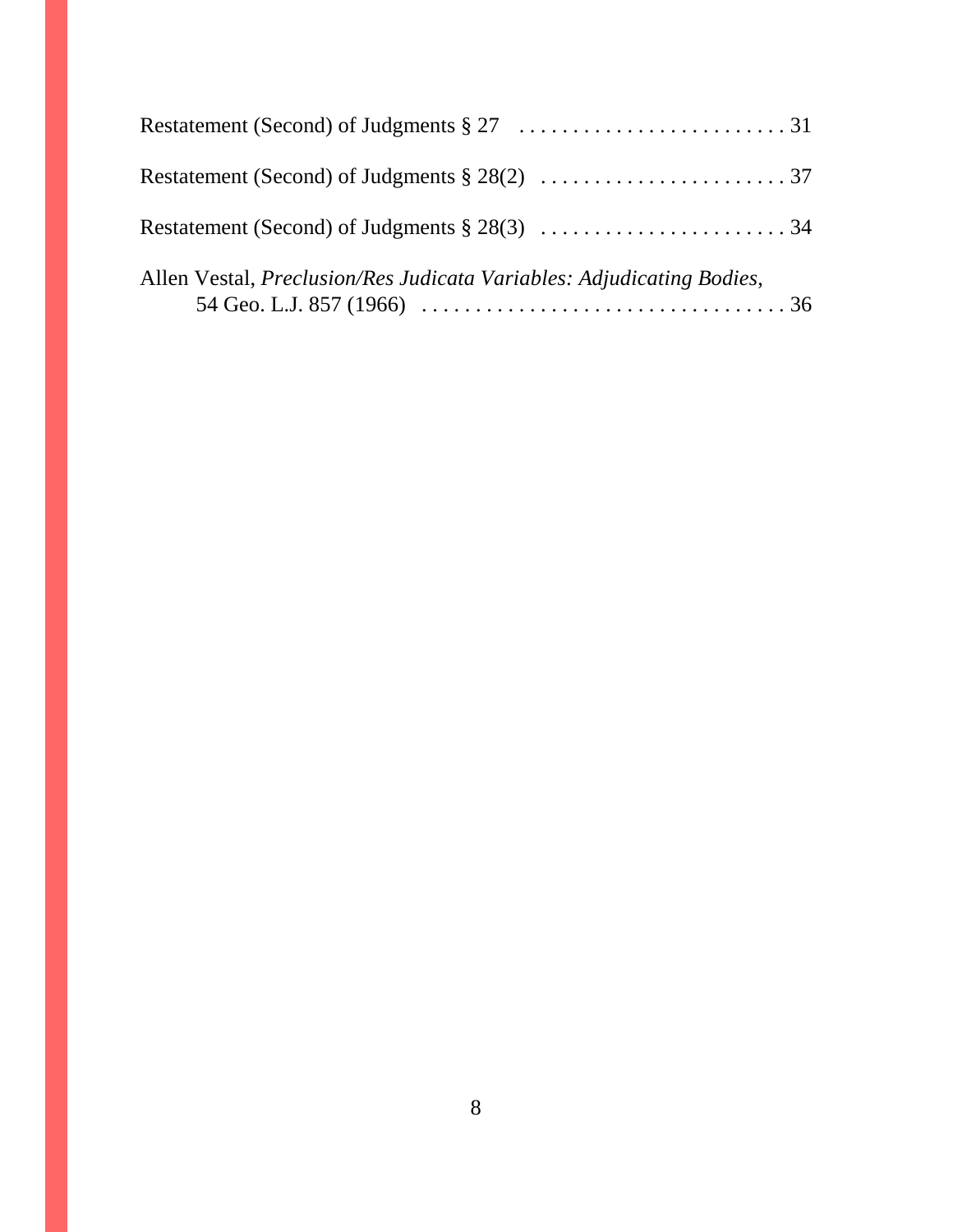Restatement (Second) of Judgments § 27 . . . . . . . . . . . . . . . . . . . . . . . . . 31

Restatement (Second) of Judgments § 28(2) . . . . . . . . . . . . . . . . . . . . . . . 37

Restatement (Second) of Judgments § 28(3) . . . . . . . . . . . . . . . . . . . . . . . 34

Allen Vestal, *Preclusion/Res Judicata Variables: Adjudicating Bodies*, 54 Geo. L.J. 857 (1966) . . . . . . . . . . . . . . . . . . . . . . . . . . . . . . . . . . . 36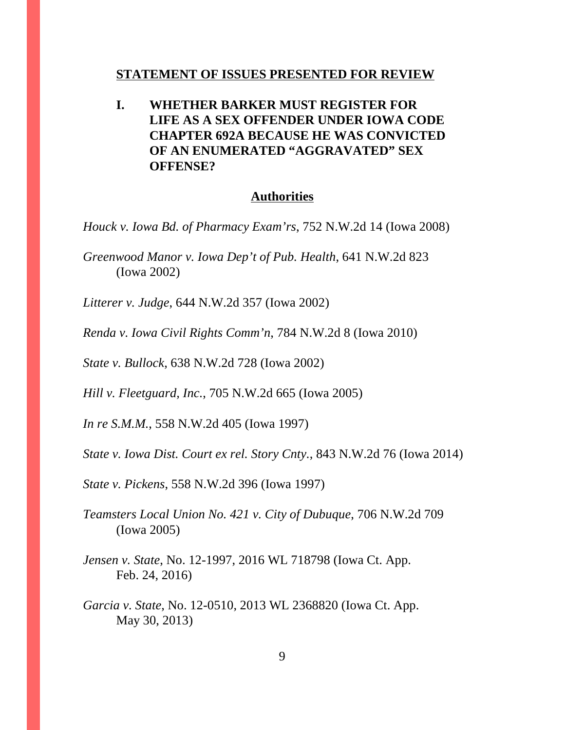## STATEMENT OF ISSUES PRESENTED FOR REVIEW

### I. WHETHER BARKER MUST REGISTER FOR LIFE AS A SEX OFFENDER UNDER IOWA CODE CHAPTER 692A BECAUSE HE WAS CONVICTED OF AN ENUMERATED "AGGRAVATED" SEX OFFENSE?

**Authorities**

*Houck v. Iowa Bd. of Pharmacy Exam'rs*, 752 N.W.2d 14 (Iowa 2008)

*Greenwood Manor v. Iowa Dep't of Pub. Health*, 641 N.W.2d 823 (Iowa 2002)

*Litterer v. Judge*, 644 N.W.2d 357 (Iowa 2002)

*Renda v. Iowa Civil Rights Comm'n*, 784 N.W.2d 8 (Iowa 2010)

*State v. Bullock*, 638 N.W.2d 728 (Iowa 2002)

*Hill v. Fleetguard, Inc.*, 705 N.W.2d 665 (Iowa 2005)

*In re S.M.M.*, 558 N.W.2d 405 (Iowa 1997)

*State v. Iowa Dist. Court ex rel. Story Cnty.*, 843 N.W.2d 76 (Iowa 2014)

*State v. Pickens*, 558 N.W.2d 396 (Iowa 1997)

*Teamsters Local Union No. 421 v. City of Dubuque*, 706 N.W.2d 709 (Iowa 2005)

*Jensen v. State*, No. 12-1997, 2016 WL 718798 (Iowa Ct. App. Feb. 24, 2016)

*Garcia v. State*, No. 12-0510, 2013 WL 2368820 (Iowa Ct. App. May 30, 2013)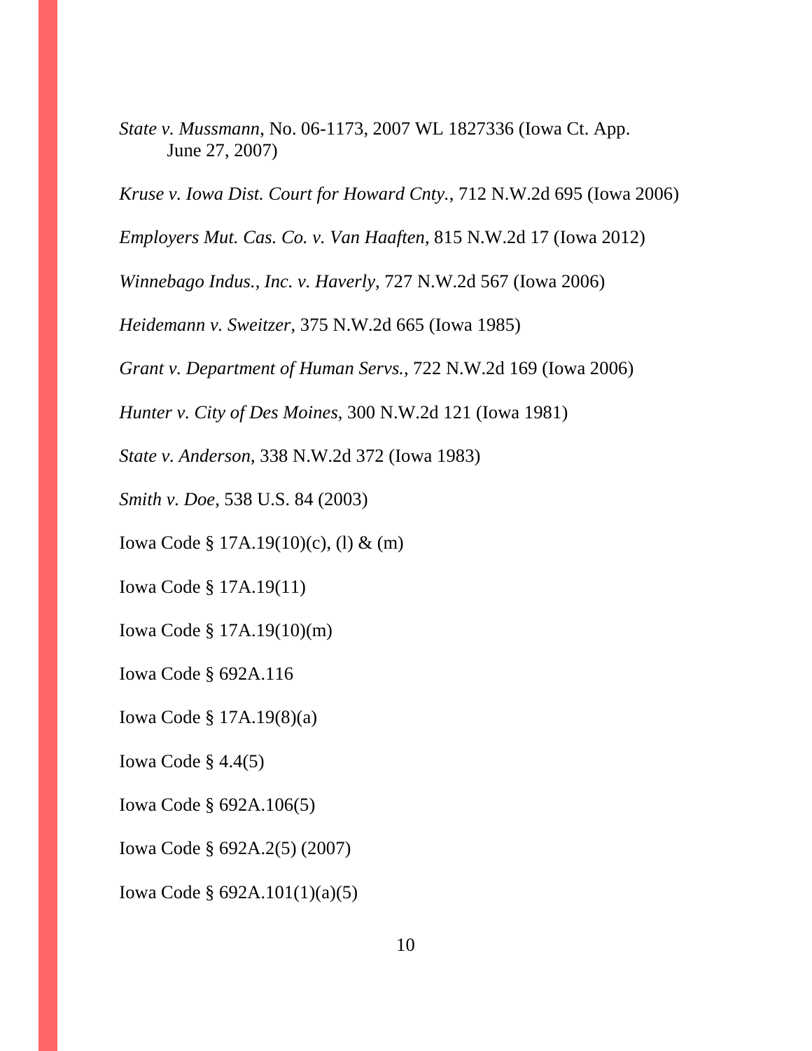*State v. Mussmann*, No. 06-1173, 2007 WL 1827336 (Iowa Ct. App. June 27, 2007)

*Kruse v. Iowa Dist. Court for Howard Cnty.*, 712 N.W.2d 695 (Iowa 2006)

*Employers Mut. Cas. Co. v. Van Haaften*, 815 N.W.2d 17 (Iowa 2012)

*Winnebago Indus., Inc. v. Haverly*, 727 N.W.2d 567 (Iowa 2006)

*Heidemann v. Sweitzer*, 375 N.W.2d 665 (Iowa 1985)

*Grant v. Department of Human Servs.*, 722 N.W.2d 169 (Iowa 2006)

*Hunter v. City of Des Moines*, 300 N.W.2d 121 (Iowa 1981)

*State v. Anderson*, 338 N.W.2d 372 (Iowa 1983)

*Smith v. Doe*, 538 U.S. 84 (2003)

Iowa Code § 17A.19(10)(c), (l) & (m)

Iowa Code § 17A.19(11)

Iowa Code § 17A.19(10)(m)

Iowa Code § 692A.116

Iowa Code § 17A.19(8)(a)

Iowa Code § 4.4(5)

Iowa Code § 692A.106(5)

Iowa Code § 692A.2(5) (2007)

Iowa Code § 692A.101(1)(a)(5)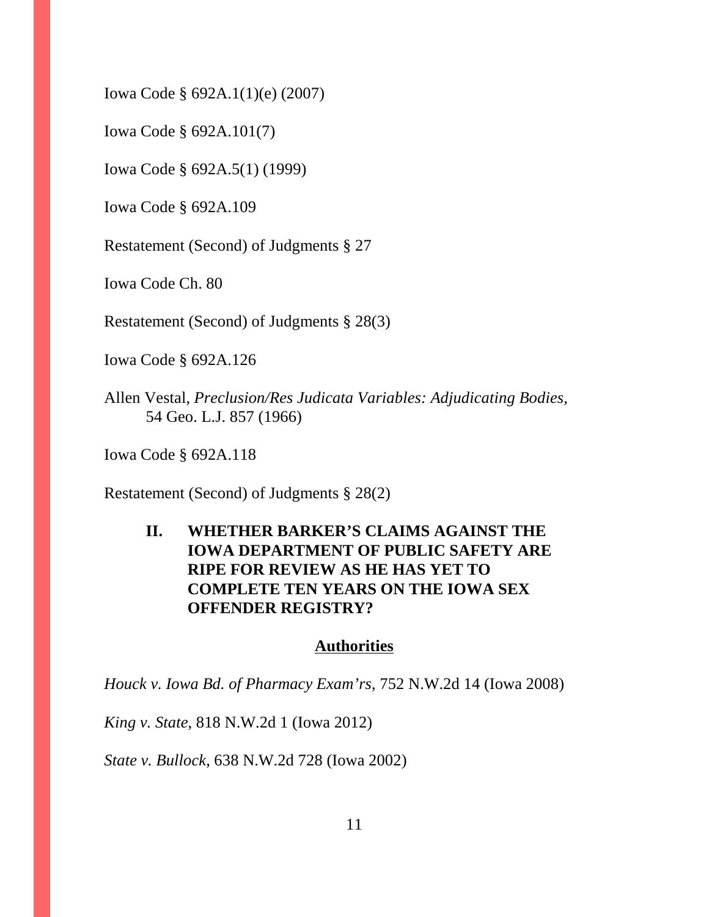Iowa Code § 692A.1(1)(e) (2007)

Iowa Code § 692A.101(7)

Iowa Code § 692A.5(1) (1999)

Iowa Code § 692A.109

Restatement (Second) of Judgments § 27

Iowa Code Ch. 80

Restatement (Second) of Judgments § 28(3)

Iowa Code § 692A.126

Allen Vestal, *Preclusion/Res Judicata Variables: Adjudicating Bodies*, 54 Geo. L.J. 857 (1966)

Iowa Code § 692A.118

Restatement (Second) of Judgments § 28(2)

**II. WHETHER BARKER'S CLAIMS AGAINST THE IOWA DEPARTMENT OF PUBLIC SAFETY ARE RIPE FOR REVIEW AS HE HAS YET TO COMPLETE TEN YEARS ON THE IOWA SEX OFFENDER REGISTRY?**

**Authorities**

*Houck v. Iowa Bd. of Pharmacy Exam'rs*, 752 N.W.2d 14 (Iowa 2008)

*King v. State*, 818 N.W.2d 1 (Iowa 2012)

*State v. Bullock*, 638 N.W.2d 728 (Iowa 2002)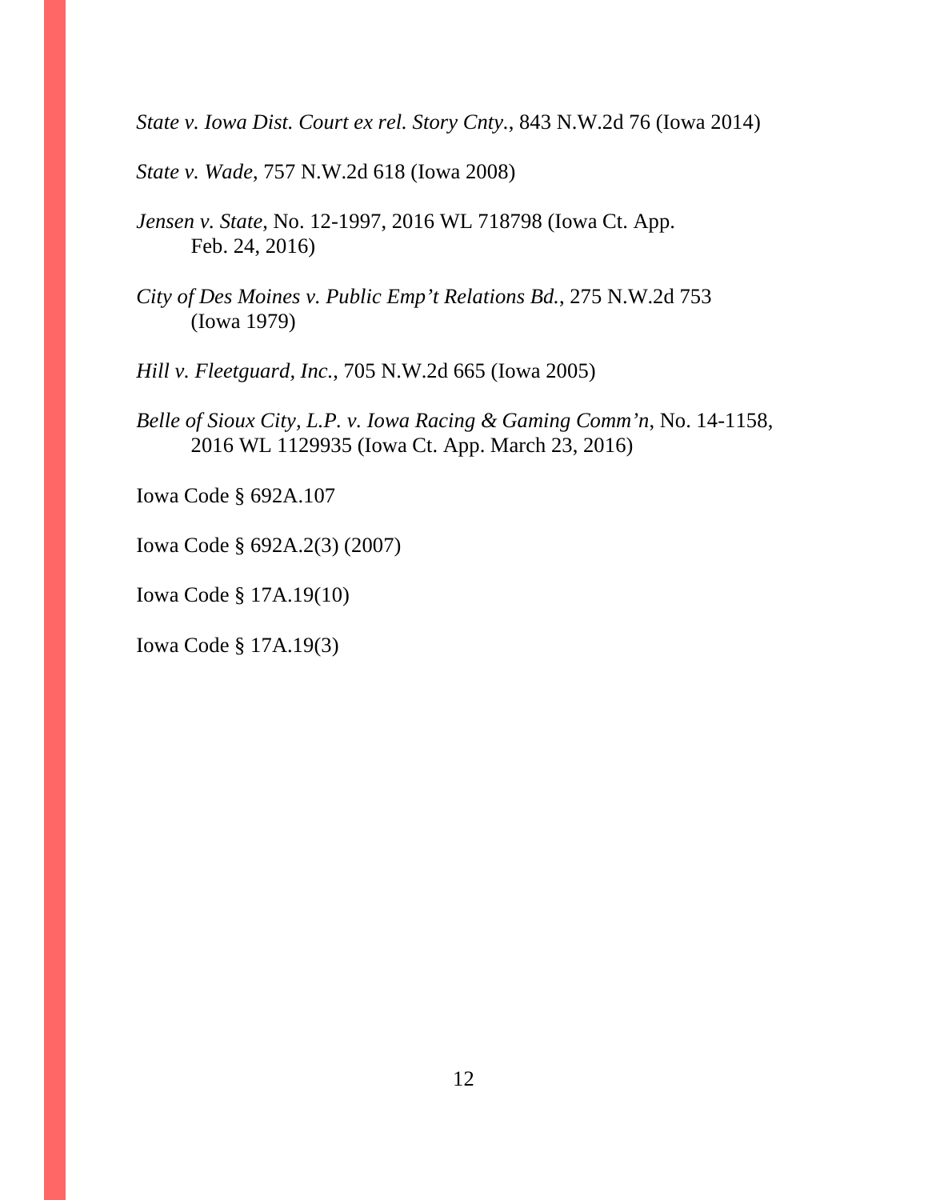*State v. Iowa Dist. Court ex rel. Story Cnty.*, 843 N.W.2d 76 (Iowa 2014)

*State v. Wade*, 757 N.W.2d 618 (Iowa 2008)

*Jensen v. State*, No. 12-1997, 2016 WL 718798 (Iowa Ct. App. Feb. 24, 2016)

*City of Des Moines v. Public Emp't Relations Bd.*, 275 N.W.2d 753 (Iowa 1979)

*Hill v. Fleetguard, Inc.*, 705 N.W.2d 665 (Iowa 2005)

*Belle of Sioux City, L.P. v. Iowa Racing & Gaming Comm'n*, No. 14-1158, 2016 WL 1129935 (Iowa Ct. App. March 23, 2016)

Iowa Code § 692A.107

Iowa Code § 692A.2(3) (2007)

Iowa Code § 17A.19(10)

Iowa Code § 17A.19(3)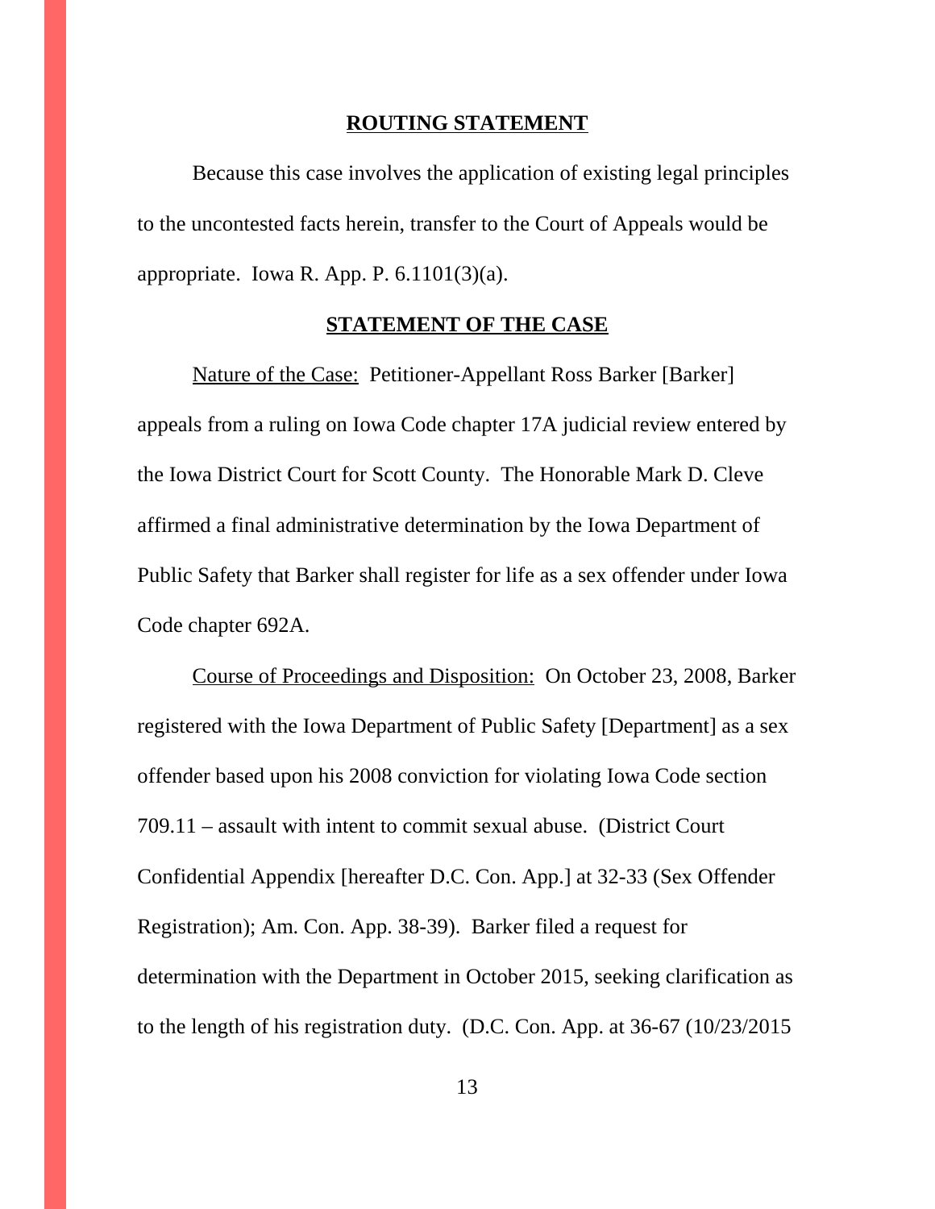## ROUTING STATEMENT

Because this case involves the application of existing legal principles to the uncontested facts herein, transfer to the Court of Appeals would be appropriate. Iowa R. App. P. 6.1101(3)(a).

## STATEMENT OF THE CASE

Nature of the Case: Petitioner-Appellant Ross Barker [Barker] appeals from a ruling on Iowa Code chapter 17A judicial review entered by the Iowa District Court for Scott County. The Honorable Mark D. Cleve affirmed a final administrative determination by the Iowa Department of Public Safety that Barker shall register for life as a sex offender under Iowa Code chapter 692A.

Course of Proceedings and Disposition: On October 23, 2008, Barker registered with the Iowa Department of Public Safety [Department] as a sex offender based upon his 2008 conviction for violating Iowa Code section 709.11 – assault with intent to commit sexual abuse. (District Court Confidential Appendix [hereafter D.C. Con. App.] at 32-33 (Sex Offender Registration); Am. Con. App. 38-39). Barker filed a request for determination with the Department in October 2015, seeking clarification as to the length of his registration duty. (D.C. Con. App. at 36-67 (10/23/2015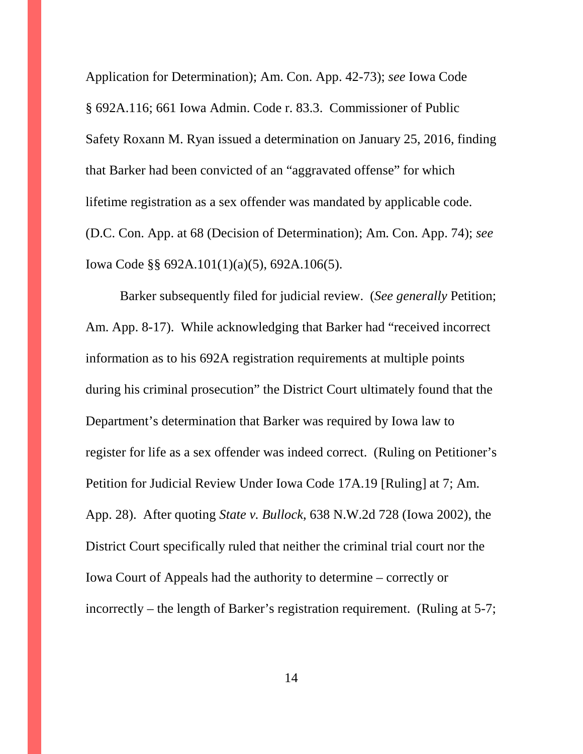Application for Determination); Am. Con. App. 42-73); *see* Iowa Code § 692A.116; 661 Iowa Admin. Code r. 83.3. Commissioner of Public Safety Roxann M. Ryan issued a determination on January 25, 2016, finding that Barker had been convicted of an "aggravated offense" for which lifetime registration as a sex offender was mandated by applicable code. (D.C. Con. App. at 68 (Decision of Determination); Am. Con. App. 74); *see* Iowa Code §§ 692A.101(1)(a)(5), 692A.106(5).

Barker subsequently filed for judicial review. (*See generally* Petition; Am. App. 8-17). While acknowledging that Barker had "received incorrect information as to his 692A registration requirements at multiple points during his criminal prosecution" the District Court ultimately found that the Department's determination that Barker was required by Iowa law to register for life as a sex offender was indeed correct. (Ruling on Petitioner's Petition for Judicial Review Under Iowa Code 17A.19 [Ruling] at 7; Am. App. 28). After quoting *State v. Bullock*, 638 N.W.2d 728 (Iowa 2002), the District Court specifically ruled that neither the criminal trial court nor the Iowa Court of Appeals had the authority to determine – correctly or incorrectly – the length of Barker's registration requirement. (Ruling at 5-7;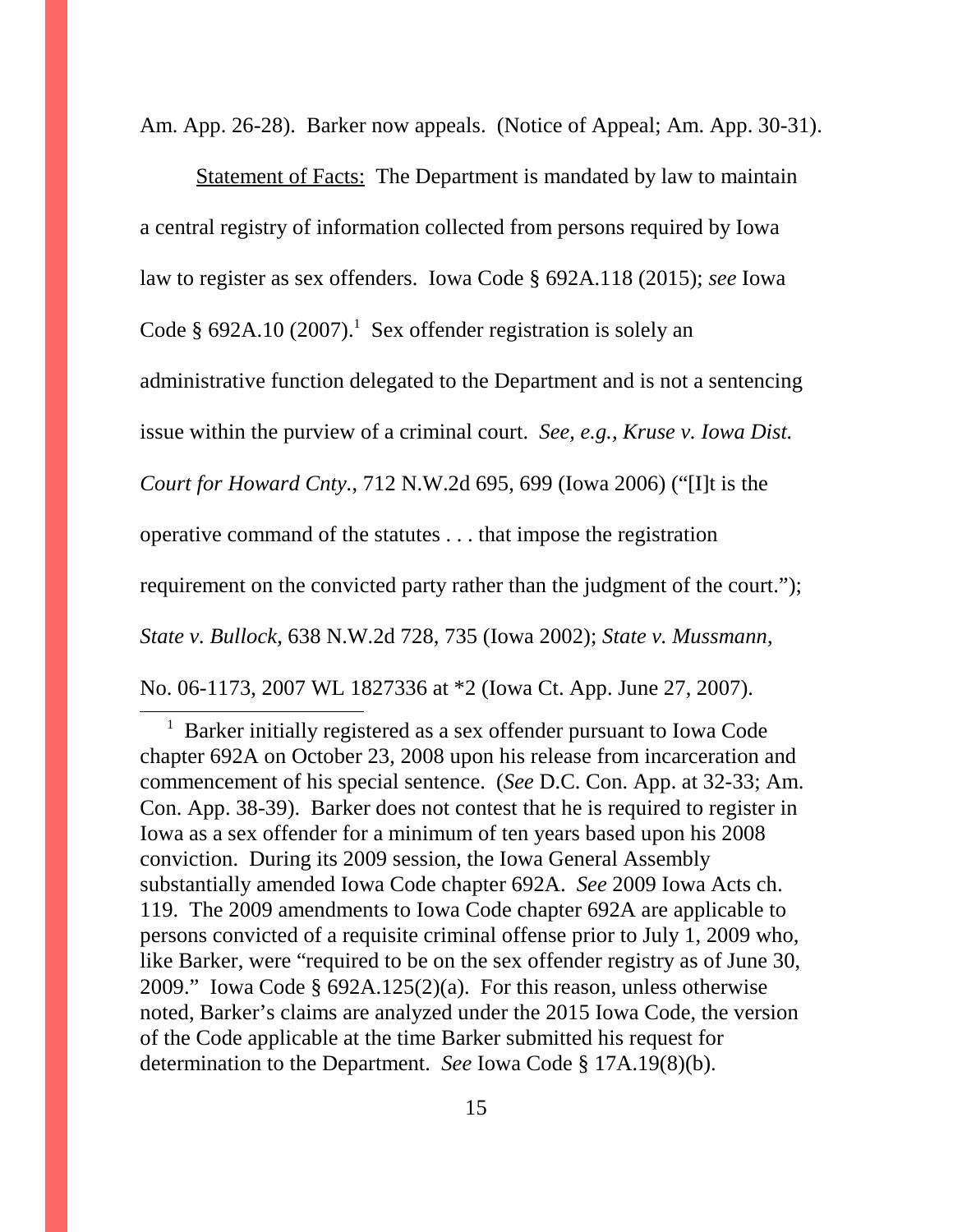Am. App. 26-28). Barker now appeals. (Notice of Appeal; Am. App. 30-31).

Statement of Facts: The Department is mandated by law to maintain a central registry of information collected from persons required by Iowa law to register as sex offenders. Iowa Code § 692A.118 (2015); *see* Iowa Code § 692A.10 (2007).[1] Sex offender registration is solely an administrative function delegated to the Department and is not a sentencing issue within the purview of a criminal court. *See, e.g., Kruse v. Iowa Dist. Court for Howard Cnty.*, 712 N.W.2d 695, 699 (Iowa 2006) ("[I]t is the operative command of the statutes . . . that impose the registration requirement on the convicted party rather than the judgment of the court."); *State v. Bullock*, 638 N.W.2d 728, 735 (Iowa 2002); *State v. Mussmann*, No. 06-1173, 2007 WL 1827336 at *2 (Iowa Ct. App. June 27, 2007).

---

[1] Barker initially registered as a sex offender pursuant to Iowa Code chapter 692A on October 23, 2008 upon his release from incarceration and commencement of his special sentence. (*See* D.C. Con. App. at 32-33; Am. Con. App. 38-39). Barker does not contest that he is required to register in Iowa as a sex offender for a minimum of ten years based upon his 2008 conviction. During its 2009 session, the Iowa General Assembly substantially amended Iowa Code chapter 692A. *See* 2009 Iowa Acts ch. 119. The 2009 amendments to Iowa Code chapter 692A are applicable to persons convicted of a requisite criminal offense prior to July 1, 2009 who, like Barker, were "required to be on the sex offender registry as of June 30, 2009." Iowa Code § 692A.125(2)(a). For this reason, unless otherwise noted, Barker's claims are analyzed under the 2015 Iowa Code, the version of the Code applicable at the time Barker submitted his request for determination to the Department. *See* Iowa Code § 17A.19(8)(b).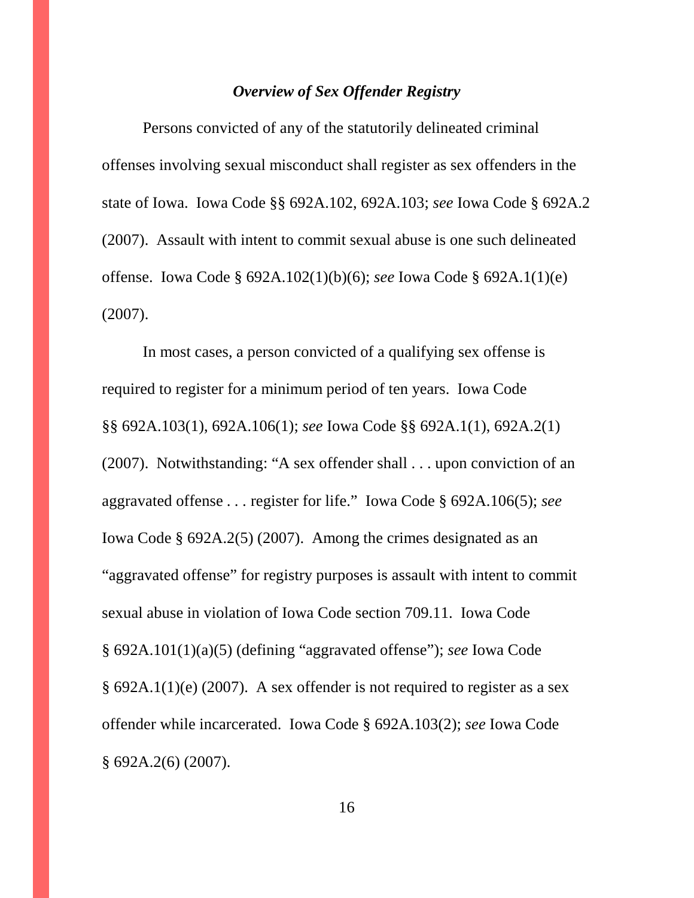### ***Overview of Sex Offender Registry***

Persons convicted of any of the statutorily delineated criminal offenses involving sexual misconduct shall register as sex offenders in the state of Iowa. Iowa Code §§ 692A.102, 692A.103; *see* Iowa Code § 692A.2 (2007). Assault with intent to commit sexual abuse is one such delineated offense. Iowa Code § 692A.102(1)(b)(6); *see* Iowa Code § 692A.1(1)(e) (2007).

In most cases, a person convicted of a qualifying sex offense is required to register for a minimum period of ten years. Iowa Code §§ 692A.103(1), 692A.106(1); *see* Iowa Code §§ 692A.1(1), 692A.2(1) (2007). Notwithstanding: "A sex offender shall . . . upon conviction of an aggravated offense . . . register for life." Iowa Code § 692A.106(5); *see* Iowa Code § 692A.2(5) (2007). Among the crimes designated as an "aggravated offense" for registry purposes is assault with intent to commit sexual abuse in violation of Iowa Code section 709.11. Iowa Code § 692A.101(1)(a)(5) (defining "aggravated offense"); *see* Iowa Code § 692A.1(1)(e) (2007). A sex offender is not required to register as a sex offender while incarcerated. Iowa Code § 692A.103(2); *see* Iowa Code § 692A.2(6) (2007).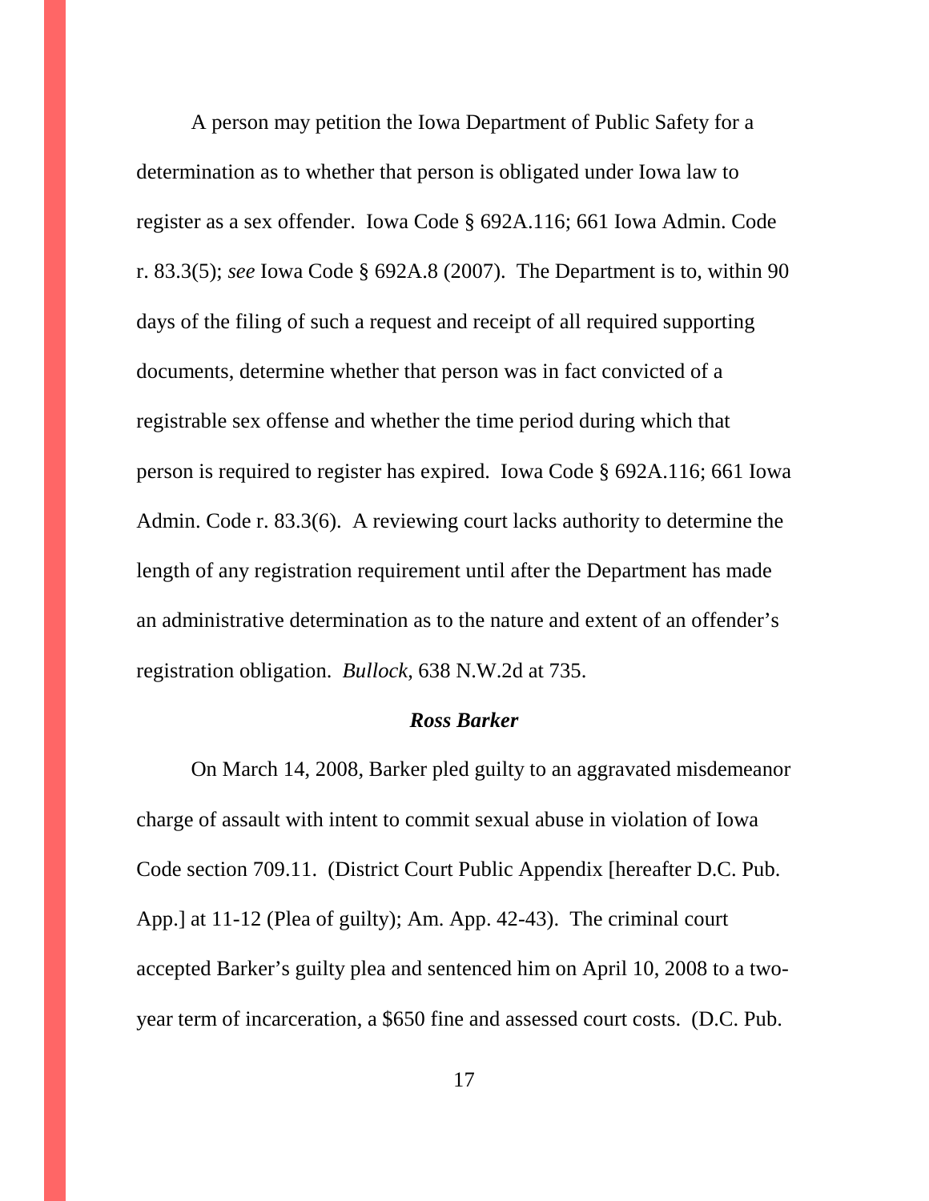A person may petition the Iowa Department of Public Safety for a determination as to whether that person is obligated under Iowa law to register as a sex offender. Iowa Code § 692A.116; 661 Iowa Admin. Code r. 83.3(5); *see* Iowa Code § 692A.8 (2007). The Department is to, within 90 days of the filing of such a request and receipt of all required supporting documents, determine whether that person was in fact convicted of a registrable sex offense and whether the time period during which that person is required to register has expired. Iowa Code § 692A.116; 661 Iowa Admin. Code r. 83.3(6). A reviewing court lacks authority to determine the length of any registration requirement until after the Department has made an administrative determination as to the nature and extent of an offender's registration obligation. *Bullock*, 638 N.W.2d at 735.

### ***Ross Barker***

On March 14, 2008, Barker pled guilty to an aggravated misdemeanor charge of assault with intent to commit sexual abuse in violation of Iowa Code section 709.11. (District Court Public Appendix [hereafter D.C. Pub. App.] at 11-12 (Plea of guilty); Am. App. 42-43). The criminal court accepted Barker's guilty plea and sentenced him on April 10, 2008 to a two-year term of incarceration, a $650 fine and assessed court costs. (D.C. Pub.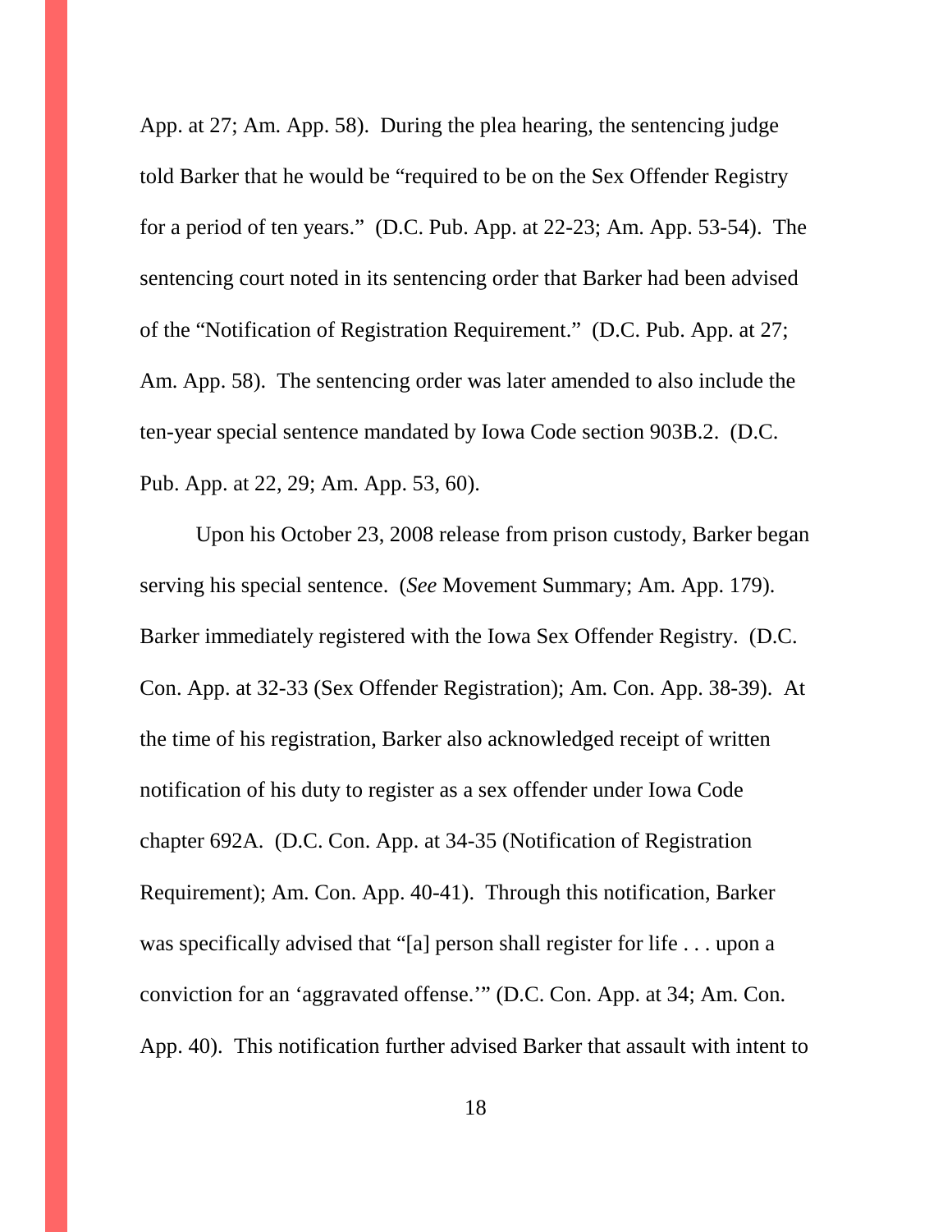App. at 27; Am. App. 58). During the plea hearing, the sentencing judge told Barker that he would be "required to be on the Sex Offender Registry for a period of ten years." (D.C. Pub. App. at 22-23; Am. App. 53-54). The sentencing court noted in its sentencing order that Barker had been advised of the "Notification of Registration Requirement." (D.C. Pub. App. at 27; Am. App. 58). The sentencing order was later amended to also include the ten-year special sentence mandated by Iowa Code section 903B.2. (D.C. Pub. App. at 22, 29; Am. App. 53, 60).

Upon his October 23, 2008 release from prison custody, Barker began serving his special sentence. (*See* Movement Summary; Am. App. 179). Barker immediately registered with the Iowa Sex Offender Registry. (D.C. Con. App. at 32-33 (Sex Offender Registration); Am. Con. App. 38-39). At the time of his registration, Barker also acknowledged receipt of written notification of his duty to register as a sex offender under Iowa Code chapter 692A. (D.C. Con. App. at 34-35 (Notification of Registration Requirement); Am. Con. App. 40-41). Through this notification, Barker was specifically advised that "[a] person shall register for life . . . upon a conviction for an 'aggravated offense.'" (D.C. Con. App. at 34; Am. Con. App. 40). This notification further advised Barker that assault with intent to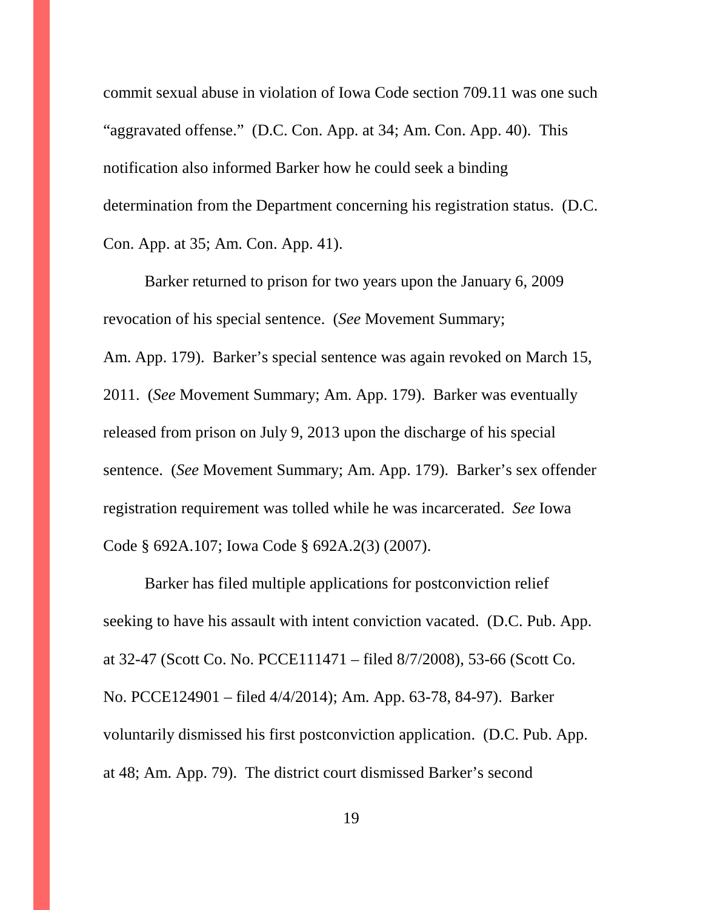commit sexual abuse in violation of Iowa Code section 709.11 was one such "aggravated offense." (D.C. Con. App. at 34; Am. Con. App. 40). This notification also informed Barker how he could seek a binding determination from the Department concerning his registration status. (D.C. Con. App. at 35; Am. Con. App. 41).

Barker returned to prison for two years upon the January 6, 2009 revocation of his special sentence. (*See* Movement Summary; Am. App. 179). Barker's special sentence was again revoked on March 15, 2011. (*See* Movement Summary; Am. App. 179). Barker was eventually released from prison on July 9, 2013 upon the discharge of his special sentence. (*See* Movement Summary; Am. App. 179). Barker's sex offender registration requirement was tolled while he was incarcerated. *See* Iowa Code § 692A.107; Iowa Code § 692A.2(3) (2007).

Barker has filed multiple applications for postconviction relief seeking to have his assault with intent conviction vacated. (D.C. Pub. App. at 32-47 (Scott Co. No. PCCE111471 – filed 8/7/2008), 53-66 (Scott Co. No. PCCE124901 – filed 4/4/2014); Am. App. 63-78, 84-97). Barker voluntarily dismissed his first postconviction application. (D.C. Pub. App. at 48; Am. App. 79). The district court dismissed Barker's second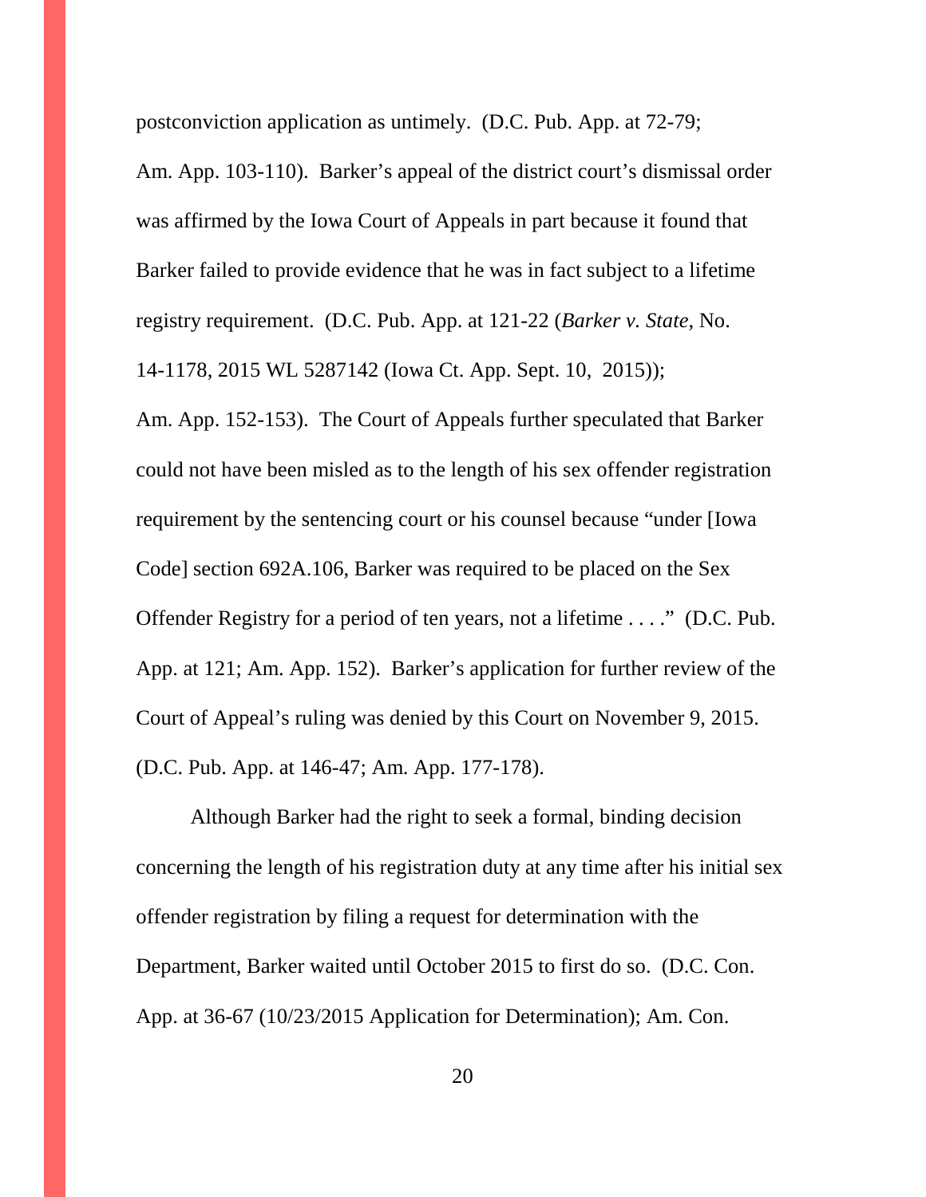postconviction application as untimely. (D.C. Pub. App. at 72-79; Am. App. 103-110). Barker's appeal of the district court's dismissal order was affirmed by the Iowa Court of Appeals in part because it found that Barker failed to provide evidence that he was in fact subject to a lifetime registry requirement. (D.C. Pub. App. at 121-22 (*Barker v. State*, No. 14-1178, 2015 WL 5287142 (Iowa Ct. App. Sept. 10, 2015)); Am. App. 152-153). The Court of Appeals further speculated that Barker could not have been misled as to the length of his sex offender registration requirement by the sentencing court or his counsel because "under [Iowa Code] section 692A.106, Barker was required to be placed on the Sex Offender Registry for a period of ten years, not a lifetime . . . ." (D.C. Pub. App. at 121; Am. App. 152). Barker's application for further review of the Court of Appeal's ruling was denied by this Court on November 9, 2015. (D.C. Pub. App. at 146-47; Am. App. 177-178).

Although Barker had the right to seek a formal, binding decision concerning the length of his registration duty at any time after his initial sex offender registration by filing a request for determination with the Department, Barker waited until October 2015 to first do so. (D.C. Con. App. at 36-67 (10/23/2015 Application for Determination); Am. Con.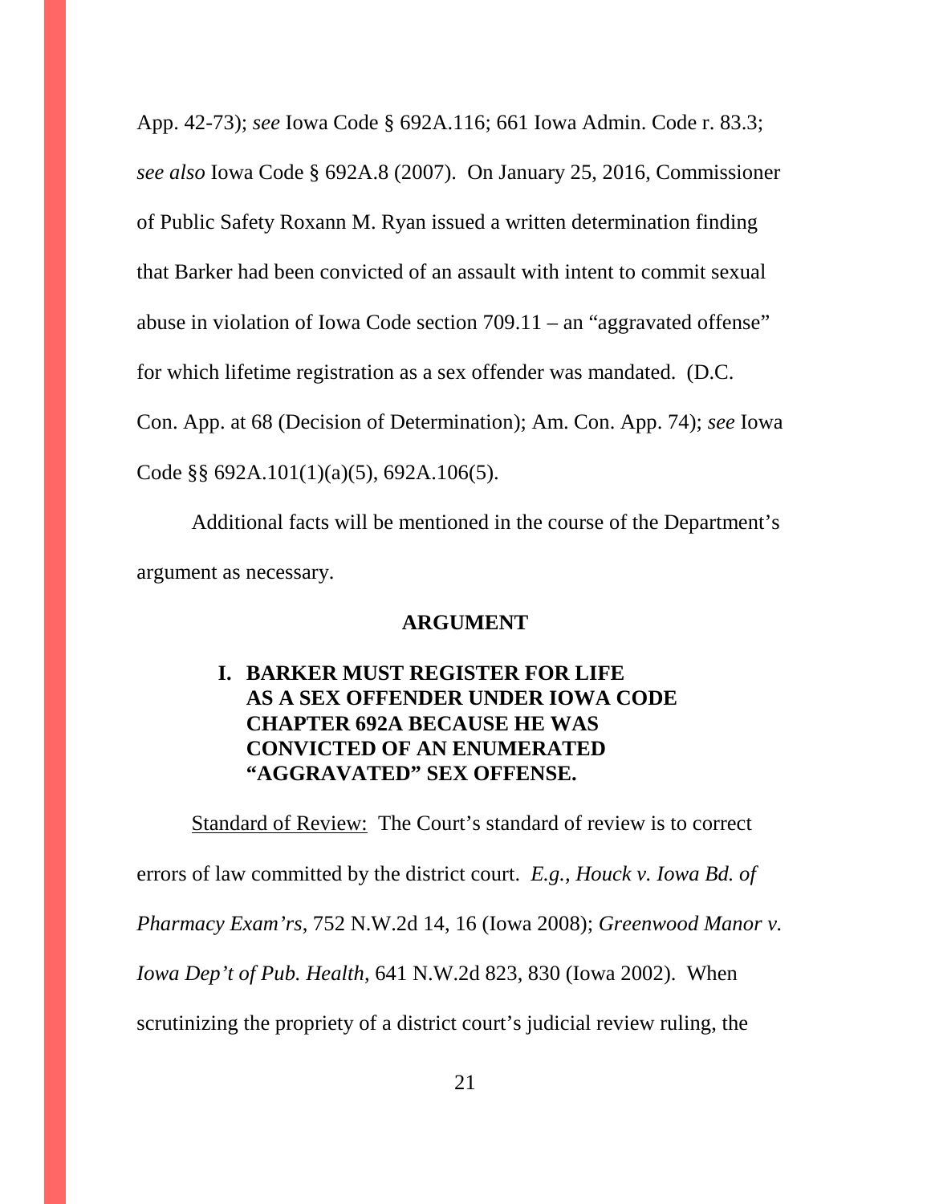App. 42-73); *see* Iowa Code § 692A.116; 661 Iowa Admin. Code r. 83.3; *see also* Iowa Code § 692A.8 (2007). On January 25, 2016, Commissioner of Public Safety Roxann M. Ryan issued a written determination finding that Barker had been convicted of an assault with intent to commit sexual abuse in violation of Iowa Code section 709.11 – an "aggravated offense" for which lifetime registration as a sex offender was mandated. (D.C. Con. App. at 68 (Decision of Determination); Am. Con. App. 74); *see* Iowa Code §§ 692A.101(1)(a)(5), 692A.106(5).

Additional facts will be mentioned in the course of the Department's argument as necessary.

## ARGUMENT

### I. BARKER MUST REGISTER FOR LIFE AS A SEX OFFENDER UNDER IOWA CODE CHAPTER 692A BECAUSE HE WAS CONVICTED OF AN ENUMERATED "AGGRAVATED" SEX OFFENSE.

Standard of Review: The Court's standard of review is to correct errors of law committed by the district court. *E.g., Houck v. Iowa Bd. of Pharmacy Exam'rs*, 752 N.W.2d 14, 16 (Iowa 2008); *Greenwood Manor v. Iowa Dep't of Pub. Health,* 641 N.W.2d 823, 830 (Iowa 2002). When scrutinizing the propriety of a district court's judicial review ruling, the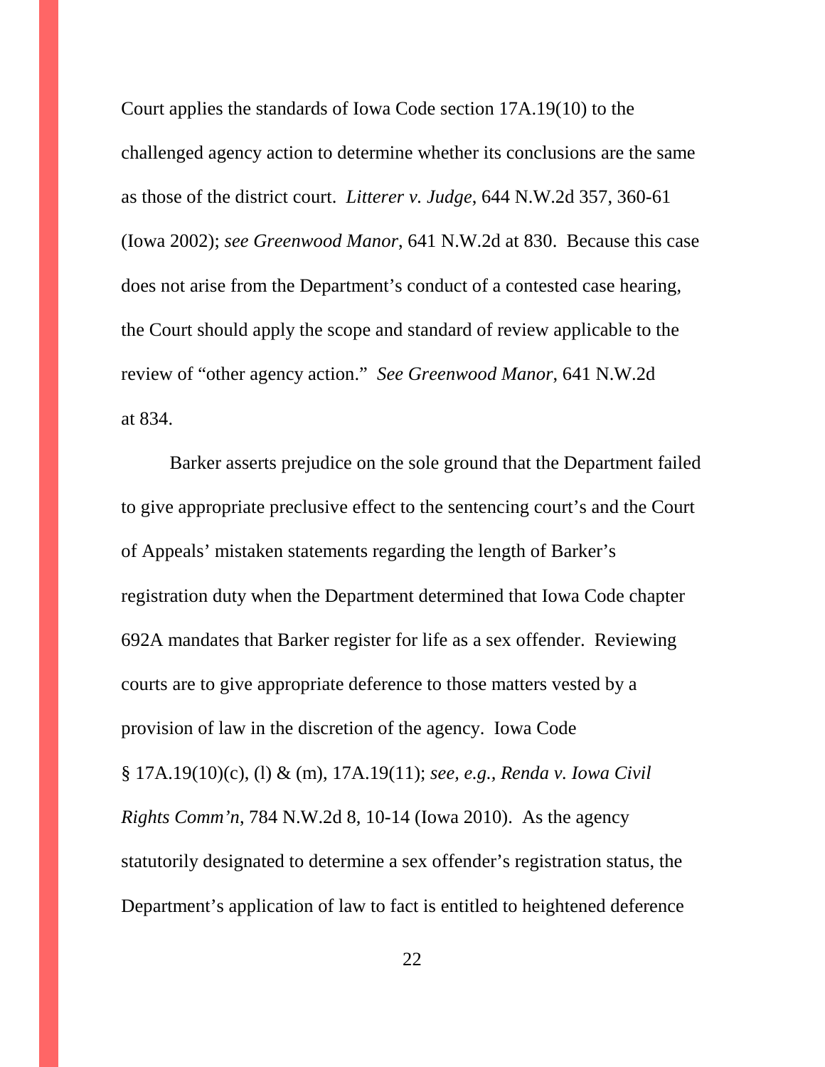Court applies the standards of Iowa Code section 17A.19(10) to the challenged agency action to determine whether its conclusions are the same as those of the district court. *Litterer v. Judge*, 644 N.W.2d 357, 360-61 (Iowa 2002); *see Greenwood Manor*, 641 N.W.2d at 830. Because this case does not arise from the Department's conduct of a contested case hearing, the Court should apply the scope and standard of review applicable to the review of "other agency action." *See Greenwood Manor*, 641 N.W.2d at 834.

Barker asserts prejudice on the sole ground that the Department failed to give appropriate preclusive effect to the sentencing court's and the Court of Appeals' mistaken statements regarding the length of Barker's registration duty when the Department determined that Iowa Code chapter 692A mandates that Barker register for life as a sex offender. Reviewing courts are to give appropriate deference to those matters vested by a provision of law in the discretion of the agency. Iowa Code § 17A.19(10)(c), (l) & (m), 17A.19(11); *see, e.g., Renda v. Iowa Civil Rights Comm'n*, 784 N.W.2d 8, 10-14 (Iowa 2010). As the agency statutorily designated to determine a sex offender's registration status, the Department's application of law to fact is entitled to heightened deference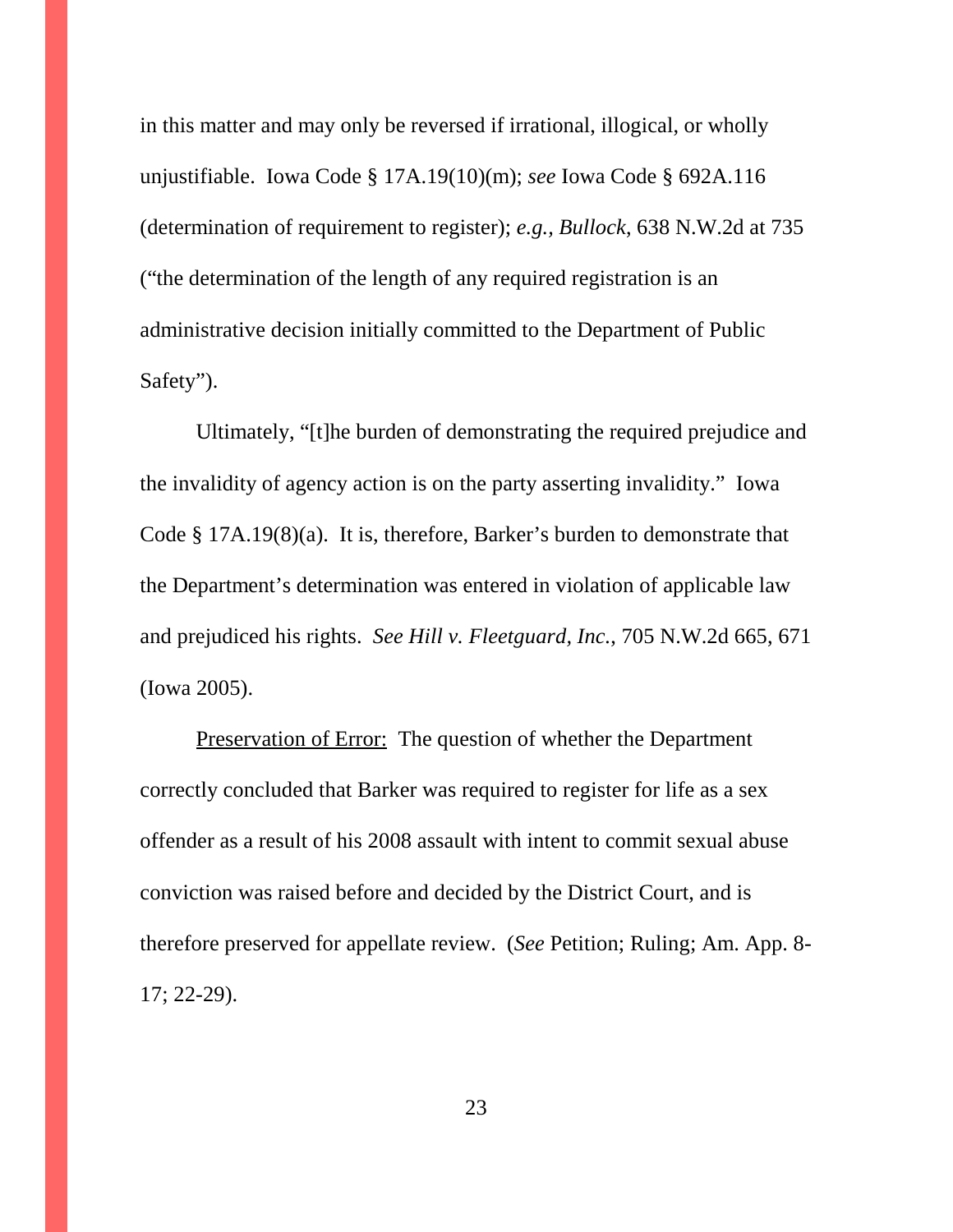in this matter and may only be reversed if irrational, illogical, or wholly unjustifiable. Iowa Code § 17A.19(10)(m); *see* Iowa Code § 692A.116 (determination of requirement to register); *e.g., Bullock*, 638 N.W.2d at 735 ("the determination of the length of any required registration is an administrative decision initially committed to the Department of Public Safety").

Ultimately, "[t]he burden of demonstrating the required prejudice and the invalidity of agency action is on the party asserting invalidity." Iowa Code § 17A.19(8)(a). It is, therefore, Barker's burden to demonstrate that the Department's determination was entered in violation of applicable law and prejudiced his rights. *See Hill v. Fleetguard, Inc.*, 705 N.W.2d 665, 671 (Iowa 2005).

<u>Preservation of Error:</u> The question of whether the Department correctly concluded that Barker was required to register for life as a sex offender as a result of his 2008 assault with intent to commit sexual abuse conviction was raised before and decided by the District Court, and is therefore preserved for appellate review. (*See* Petition; Ruling; Am. App. 8-17; 22-29).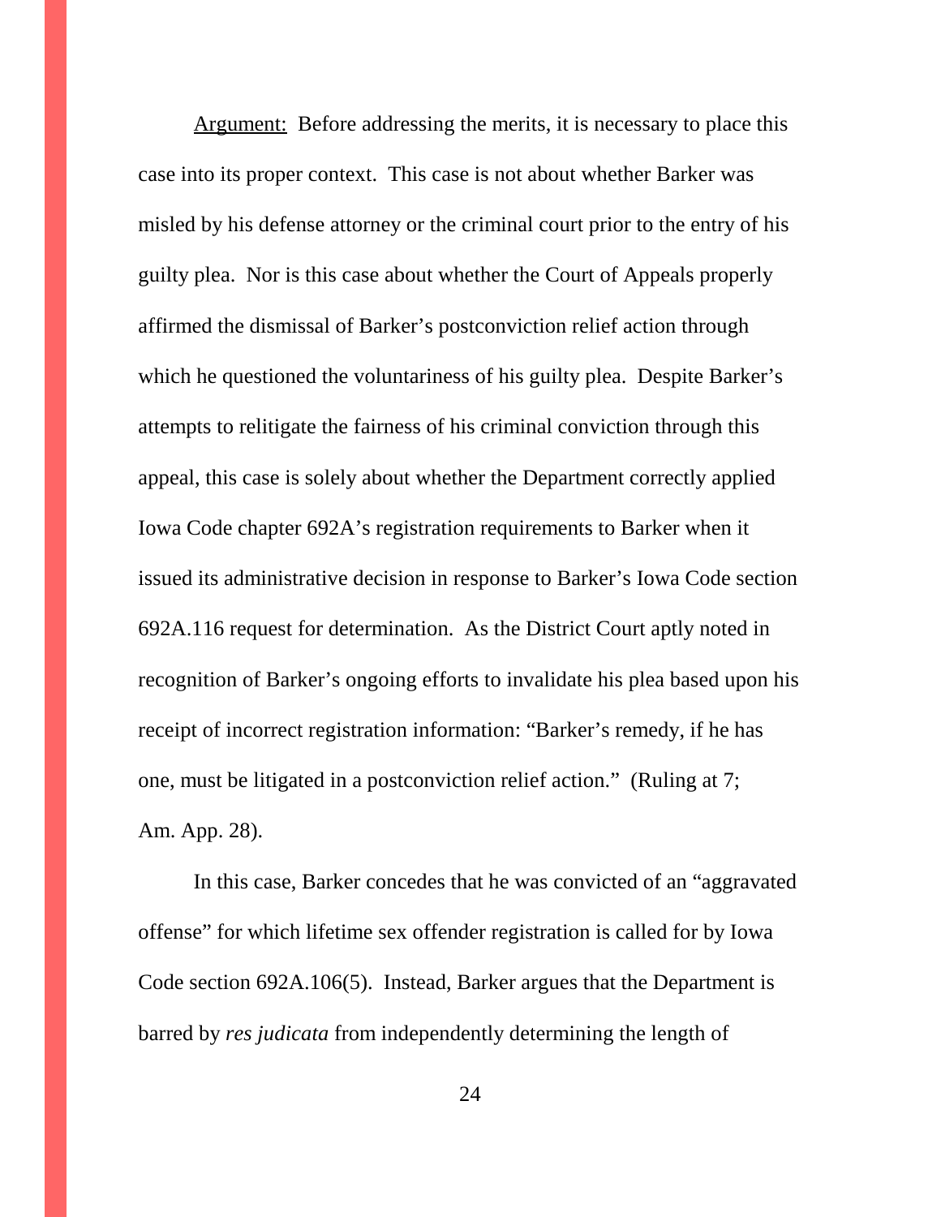<u>Argument:</u> Before addressing the merits, it is necessary to place this case into its proper context. This case is not about whether Barker was misled by his defense attorney or the criminal court prior to the entry of his guilty plea. Nor is this case about whether the Court of Appeals properly affirmed the dismissal of Barker's postconviction relief action through which he questioned the voluntariness of his guilty plea. Despite Barker's attempts to relitigate the fairness of his criminal conviction through this appeal, this case is solely about whether the Department correctly applied Iowa Code chapter 692A's registration requirements to Barker when it issued its administrative decision in response to Barker's Iowa Code section 692A.116 request for determination. As the District Court aptly noted in recognition of Barker's ongoing efforts to invalidate his plea based upon his receipt of incorrect registration information: "Barker's remedy, if he has one, must be litigated in a postconviction relief action." (Ruling at 7; Am. App. 28).

In this case, Barker concedes that he was convicted of an "aggravated offense" for which lifetime sex offender registration is called for by Iowa Code section 692A.106(5). Instead, Barker argues that the Department is barred by *res judicata* from independently determining the length of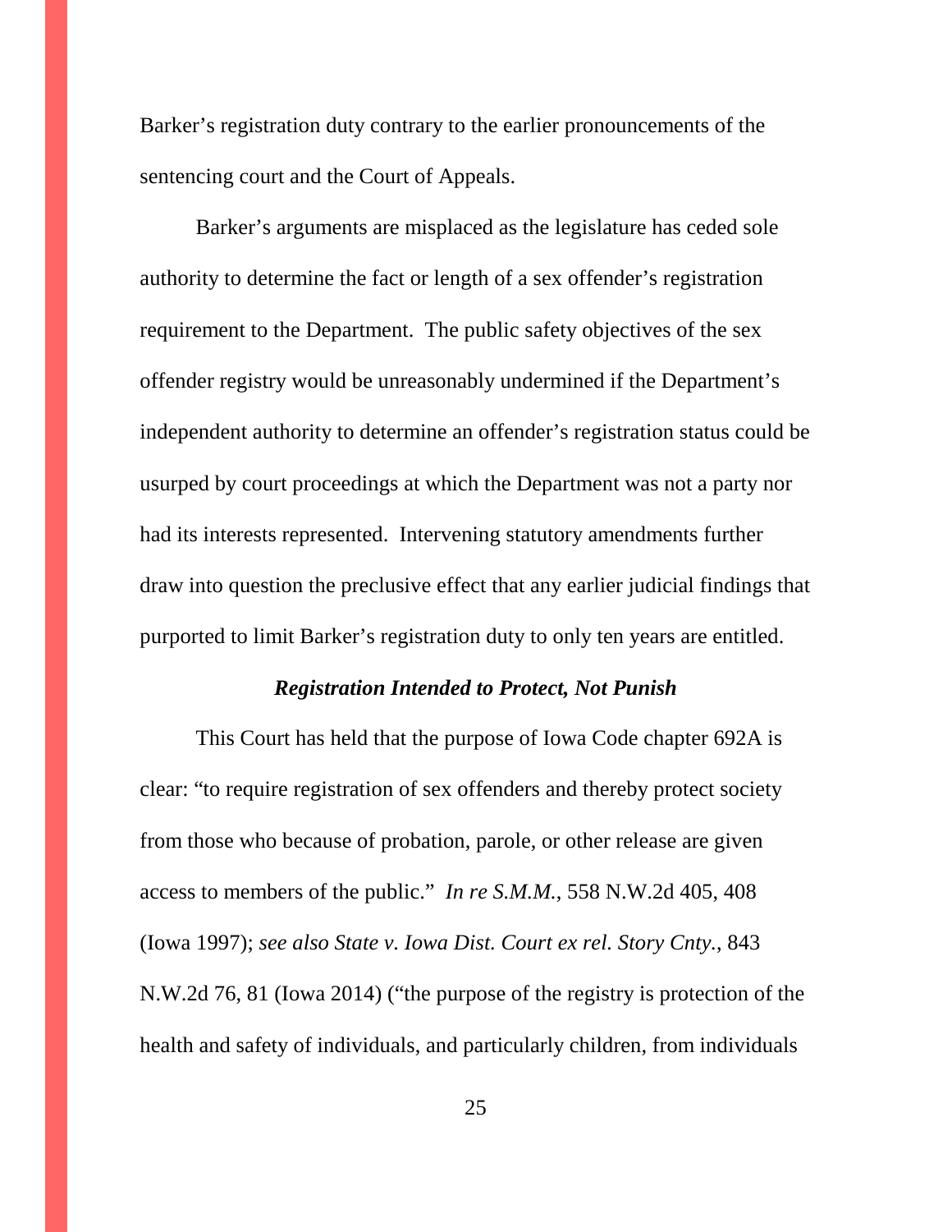Barker's registration duty contrary to the earlier pronouncements of the sentencing court and the Court of Appeals.

Barker's arguments are misplaced as the legislature has ceded sole authority to determine the fact or length of a sex offender's registration requirement to the Department. The public safety objectives of the sex offender registry would be unreasonably undermined if the Department's independent authority to determine an offender's registration status could be usurped by court proceedings at which the Department was not a party nor had its interests represented. Intervening statutory amendments further draw into question the preclusive effect that any earlier judicial findings that purported to limit Barker's registration duty to only ten years are entitled.

***Registration Intended to Protect, Not Punish***

This Court has held that the purpose of Iowa Code chapter 692A is clear: "to require registration of sex offenders and thereby protect society from those who because of probation, parole, or other release are given access to members of the public." *In re S.M.M.*, 558 N.W.2d 405, 408 (Iowa 1997); *see also State v. Iowa Dist. Court ex rel. Story Cnty.*, 843 N.W.2d 76, 81 (Iowa 2014) ("the purpose of the registry is protection of the health and safety of individuals, and particularly children, from individuals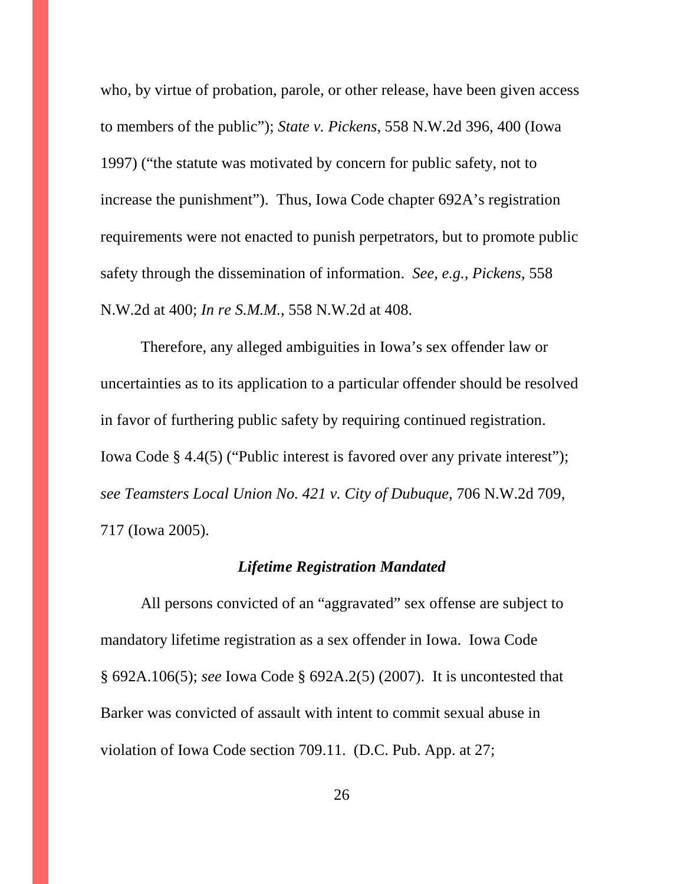who, by virtue of probation, parole, or other release, have been given access to members of the public"); *State v. Pickens*, 558 N.W.2d 396, 400 (Iowa 1997) ("the statute was motivated by concern for public safety, not to increase the punishment"). Thus, Iowa Code chapter 692A's registration requirements were not enacted to punish perpetrators, but to promote public safety through the dissemination of information. *See, e.g., Pickens*, 558 N.W.2d at 400; *In re S.M.M.*, 558 N.W.2d at 408.

Therefore, any alleged ambiguities in Iowa's sex offender law or uncertainties as to its application to a particular offender should be resolved in favor of furthering public safety by requiring continued registration. Iowa Code § 4.4(5) ("Public interest is favored over any private interest"); *see Teamsters Local Union No. 421 v. City of Dubuque*, 706 N.W.2d 709, 717 (Iowa 2005).

### ***Lifetime Registration Mandated***

All persons convicted of an "aggravated" sex offense are subject to mandatory lifetime registration as a sex offender in Iowa. Iowa Code § 692A.106(5); *see* Iowa Code § 692A.2(5) (2007). It is uncontested that Barker was convicted of assault with intent to commit sexual abuse in violation of Iowa Code section 709.11. (D.C. Pub. App. at 27;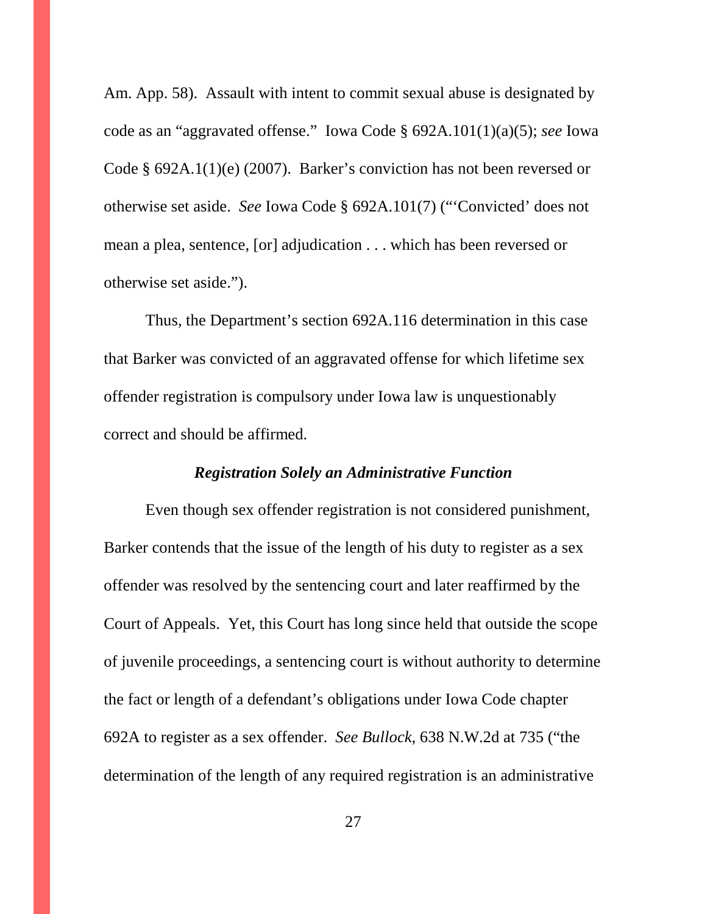Am. App. 58). Assault with intent to commit sexual abuse is designated by code as an "aggravated offense." Iowa Code § 692A.101(1)(a)(5); *see* Iowa Code § 692A.1(1)(e) (2007). Barker's conviction has not been reversed or otherwise set aside. *See* Iowa Code § 692A.101(7) ("'Convicted' does not mean a plea, sentence, [or] adjudication . . . which has been reversed or otherwise set aside.").

Thus, the Department's section 692A.116 determination in this case that Barker was convicted of an aggravated offense for which lifetime sex offender registration is compulsory under Iowa law is unquestionably correct and should be affirmed.

### ***Registration Solely an Administrative Function***

Even though sex offender registration is not considered punishment, Barker contends that the issue of the length of his duty to register as a sex offender was resolved by the sentencing court and later reaffirmed by the Court of Appeals. Yet, this Court has long since held that outside the scope of juvenile proceedings, a sentencing court is without authority to determine the fact or length of a defendant's obligations under Iowa Code chapter 692A to register as a sex offender. *See Bullock*, 638 N.W.2d at 735 ("the determination of the length of any required registration is an administrative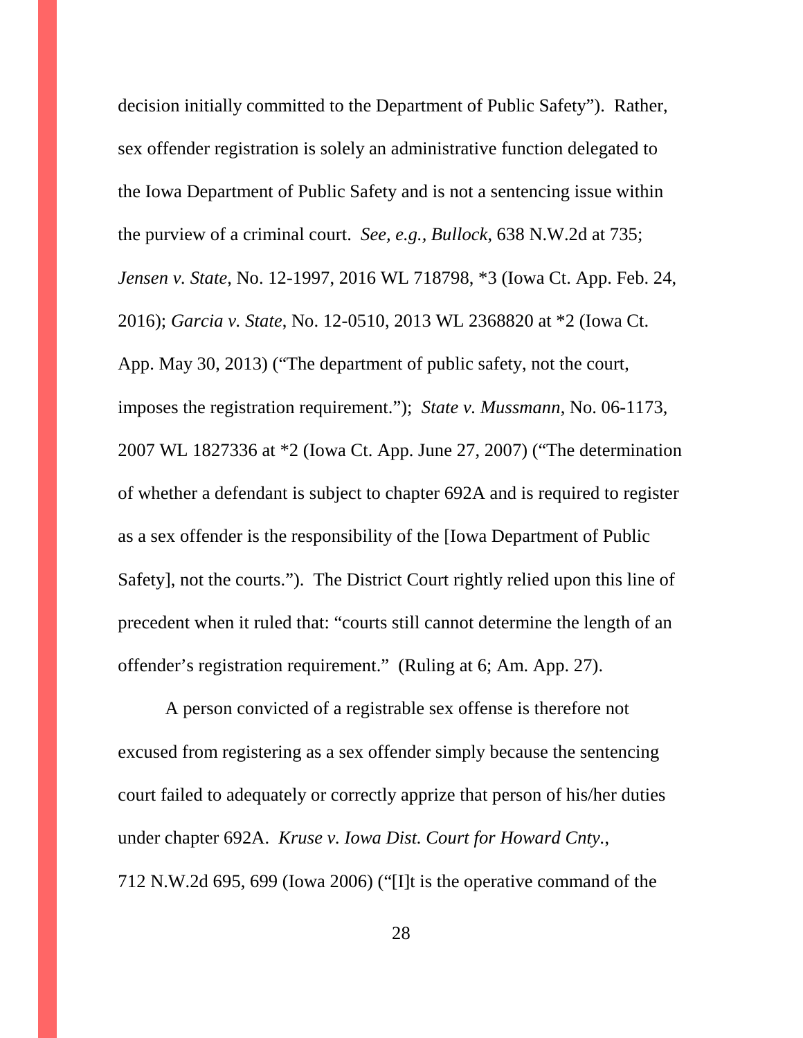decision initially committed to the Department of Public Safety"). Rather, sex offender registration is solely an administrative function delegated to the Iowa Department of Public Safety and is not a sentencing issue within the purview of a criminal court. *See, e.g., Bullock*, 638 N.W.2d at 735; *Jensen v. State*, No. 12-1997, 2016 WL 718798, *3 (Iowa Ct. App. Feb. 24, 2016); *Garcia v. State*, No. 12-0510, 2013 WL 2368820 at *2 (Iowa Ct. App. May 30, 2013) ("The department of public safety, not the court, imposes the registration requirement."); *State v. Mussmann*, No. 06-1173, 2007 WL 1827336 at *2 (Iowa Ct. App. June 27, 2007) ("The determination of whether a defendant is subject to chapter 692A and is required to register as a sex offender is the responsibility of the [Iowa Department of Public Safety], not the courts."). The District Court rightly relied upon this line of precedent when it ruled that: "courts still cannot determine the length of an offender's registration requirement." (Ruling at 6; Am. App. 27).

A person convicted of a registrable sex offense is therefore not excused from registering as a sex offender simply because the sentencing court failed to adequately or correctly apprize that person of his/her duties under chapter 692A. *Kruse v. Iowa Dist. Court for Howard Cnty.*, 712 N.W.2d 695, 699 (Iowa 2006) ("[I]t is the operative command of the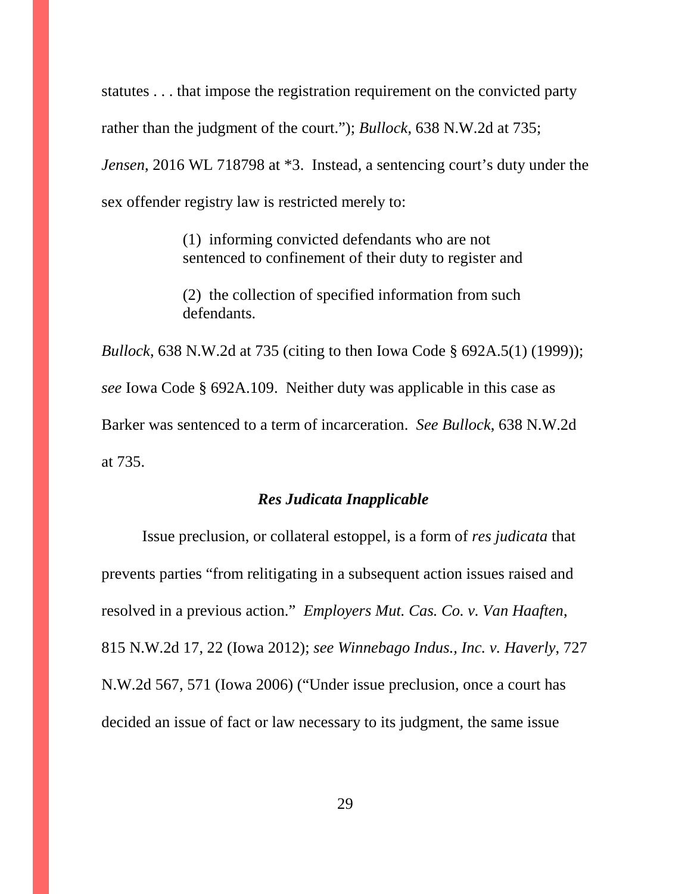statutes . . . that impose the registration requirement on the convicted party rather than the judgment of the court."); *Bullock*, 638 N.W.2d at 735; *Jensen*, 2016 WL 718798 at *3. Instead, a sentencing court's duty under the sex offender registry law is restricted merely to:

> (1) informing convicted defendants who are not sentenced to confinement of their duty to register and
>
> (2) the collection of specified information from such defendants.

*Bullock*, 638 N.W.2d at 735 (citing to then Iowa Code § 692A.5(1) (1999)); *see* Iowa Code § 692A.109. Neither duty was applicable in this case as Barker was sentenced to a term of incarceration. *See Bullock*, 638 N.W.2d at 735.

### *Res Judicata Inapplicable*

Issue preclusion, or collateral estoppel, is a form of *res judicata* that prevents parties "from relitigating in a subsequent action issues raised and resolved in a previous action." *Employers Mut. Cas. Co. v. Van Haaften*, 815 N.W.2d 17, 22 (Iowa 2012); *see Winnebago Indus., Inc. v. Haverly*, 727 N.W.2d 567, 571 (Iowa 2006) ("Under issue preclusion, once a court has decided an issue of fact or law necessary to its judgment, the same issue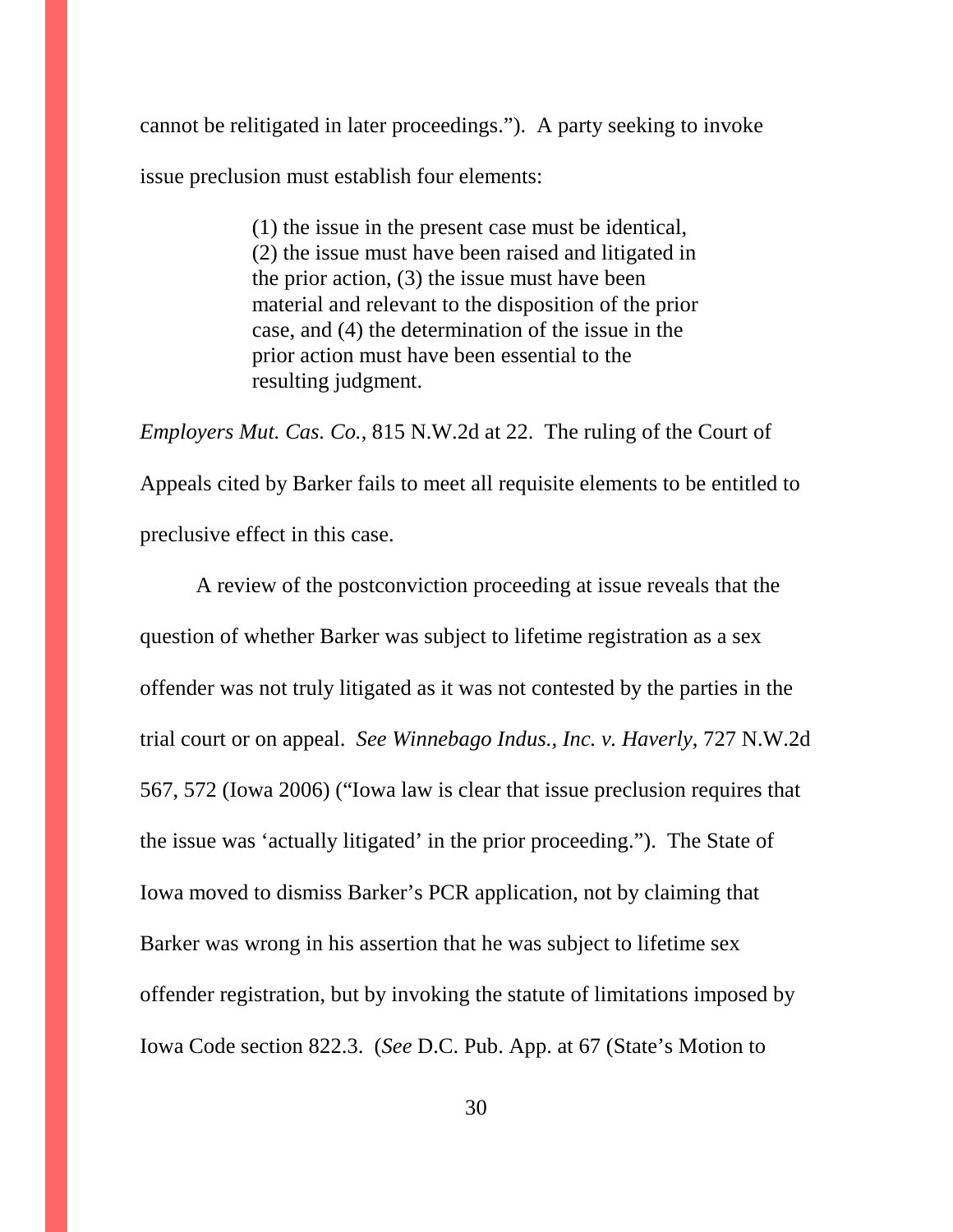cannot be relitigated in later proceedings."). A party seeking to invoke issue preclusion must establish four elements:

> (1) the issue in the present case must be identical, (2) the issue must have been raised and litigated in the prior action, (3) the issue must have been material and relevant to the disposition of the prior case, and (4) the determination of the issue in the prior action must have been essential to the resulting judgment.

*Employers Mut. Cas. Co.*, 815 N.W.2d at 22. The ruling of the Court of Appeals cited by Barker fails to meet all requisite elements to be entitled to preclusive effect in this case.

A review of the postconviction proceeding at issue reveals that the question of whether Barker was subject to lifetime registration as a sex offender was not truly litigated as it was not contested by the parties in the trial court or on appeal. *See Winnebago Indus., Inc. v. Haverly*, 727 N.W.2d 567, 572 (Iowa 2006) ("Iowa law is clear that issue preclusion requires that the issue was 'actually litigated' in the prior proceeding."). The State of Iowa moved to dismiss Barker's PCR application, not by claiming that Barker was wrong in his assertion that he was subject to lifetime sex offender registration, but by invoking the statute of limitations imposed by Iowa Code section 822.3. (*See* D.C. Pub. App. at 67 (State's Motion to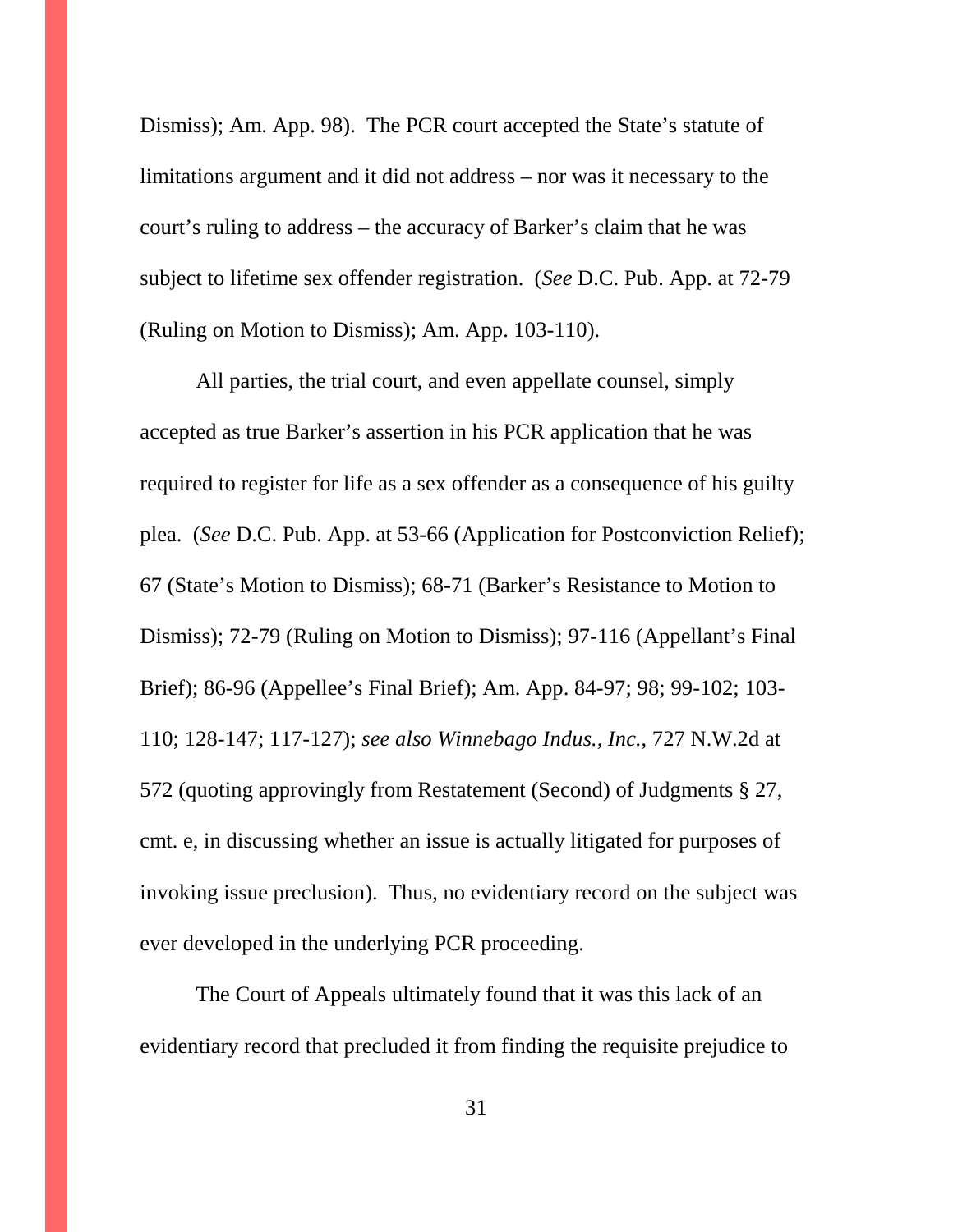Dismiss); Am. App. 98). The PCR court accepted the State's statute of limitations argument and it did not address – nor was it necessary to the court's ruling to address – the accuracy of Barker's claim that he was subject to lifetime sex offender registration. (*See* D.C. Pub. App. at 72-79 (Ruling on Motion to Dismiss); Am. App. 103-110).

All parties, the trial court, and even appellate counsel, simply accepted as true Barker's assertion in his PCR application that he was required to register for life as a sex offender as a consequence of his guilty plea. (*See* D.C. Pub. App. at 53-66 (Application for Postconviction Relief); 67 (State's Motion to Dismiss); 68-71 (Barker's Resistance to Motion to Dismiss); 72-79 (Ruling on Motion to Dismiss); 97-116 (Appellant's Final Brief); 86-96 (Appellee's Final Brief); Am. App. 84-97; 98; 99-102; 103-110; 128-147; 117-127); *see also Winnebago Indus., Inc.*, 727 N.W.2d at 572 (quoting approvingly from Restatement (Second) of Judgments § 27, cmt. e, in discussing whether an issue is actually litigated for purposes of invoking issue preclusion). Thus, no evidentiary record on the subject was ever developed in the underlying PCR proceeding.

The Court of Appeals ultimately found that it was this lack of an evidentiary record that precluded it from finding the requisite prejudice to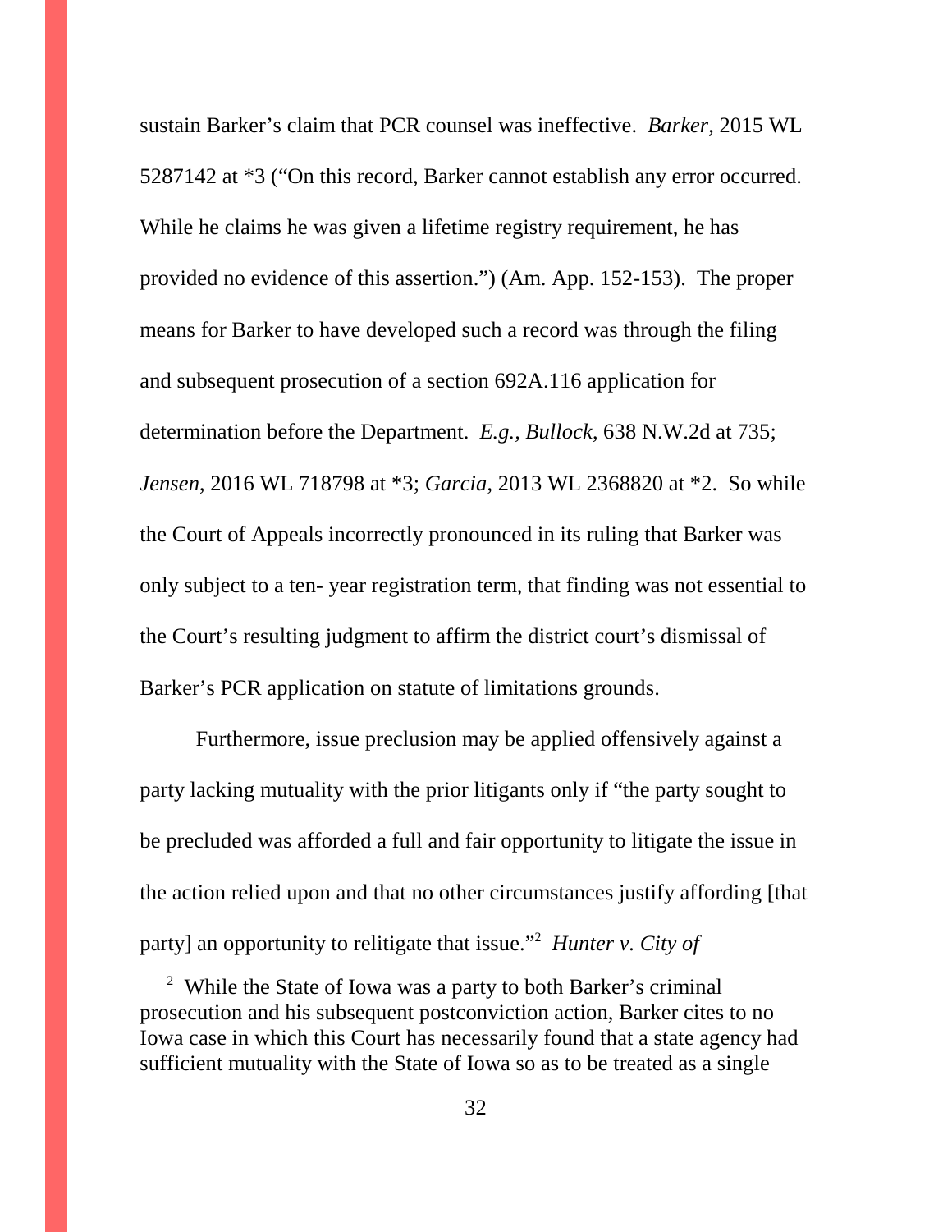sustain Barker's claim that PCR counsel was ineffective. *Barker*, 2015 WL 5287142 at *3 ("On this record, Barker cannot establish any error occurred. While he claims he was given a lifetime registry requirement, he has provided no evidence of this assertion.") (Am. App. 152-153). The proper means for Barker to have developed such a record was through the filing and subsequent prosecution of a section 692A.116 application for determination before the Department. *E.g., Bullock*, 638 N.W.2d at 735; *Jensen*, 2016 WL 718798 at *3; *Garcia*, 2013 WL 2368820 at *2. So while the Court of Appeals incorrectly pronounced in its ruling that Barker was only subject to a ten- year registration term, that finding was not essential to the Court's resulting judgment to affirm the district court's dismissal of Barker's PCR application on statute of limitations grounds.

Furthermore, issue preclusion may be applied offensively against a party lacking mutuality with the prior litigants only if "the party sought to be precluded was afforded a full and fair opportunity to litigate the issue in the action relied upon and that no other circumstances justify affording [that party] an opportunity to relitigate that issue."[2] *Hunter v. City of*

[2] While the State of Iowa was a party to both Barker's criminal prosecution and his subsequent postconviction action, Barker cites to no Iowa case in which this Court has necessarily found that a state agency had sufficient mutuality with the State of Iowa so as to be treated as a single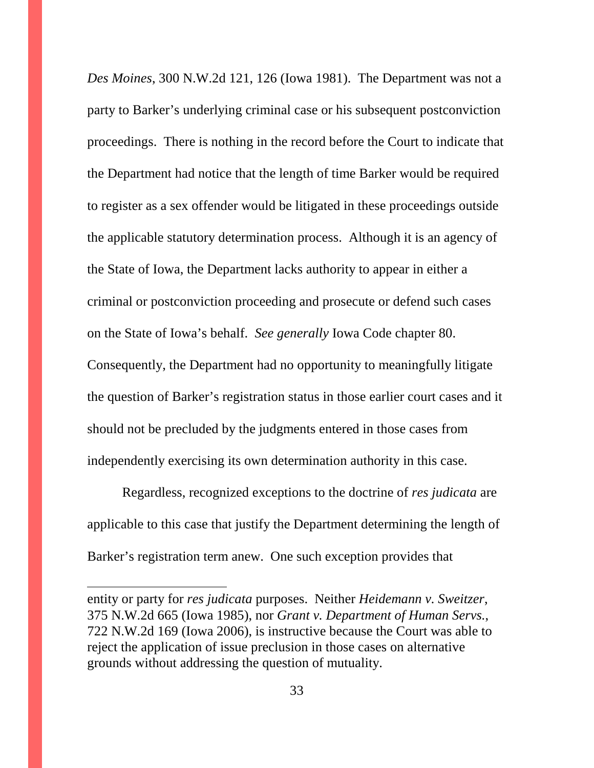*Des Moines*, 300 N.W.2d 121, 126 (Iowa 1981). The Department was not a party to Barker's underlying criminal case or his subsequent postconviction proceedings. There is nothing in the record before the Court to indicate that the Department had notice that the length of time Barker would be required to register as a sex offender would be litigated in these proceedings outside the applicable statutory determination process. Although it is an agency of the State of Iowa, the Department lacks authority to appear in either a criminal or postconviction proceeding and prosecute or defend such cases on the State of Iowa's behalf. *See generally* Iowa Code chapter 80. Consequently, the Department had no opportunity to meaningfully litigate the question of Barker's registration status in those earlier court cases and it should not be precluded by the judgments entered in those cases from independently exercising its own determination authority in this case.

Regardless, recognized exceptions to the doctrine of *res judicata* are applicable to this case that justify the Department determining the length of Barker's registration term anew. One such exception provides that

---

entity or party for *res judicata* purposes. Neither *Heidemann v. Sweitzer*, 375 N.W.2d 665 (Iowa 1985), nor *Grant v. Department of Human Servs.*, 722 N.W.2d 169 (Iowa 2006), is instructive because the Court was able to reject the application of issue preclusion in those cases on alternative grounds without addressing the question of mutuality.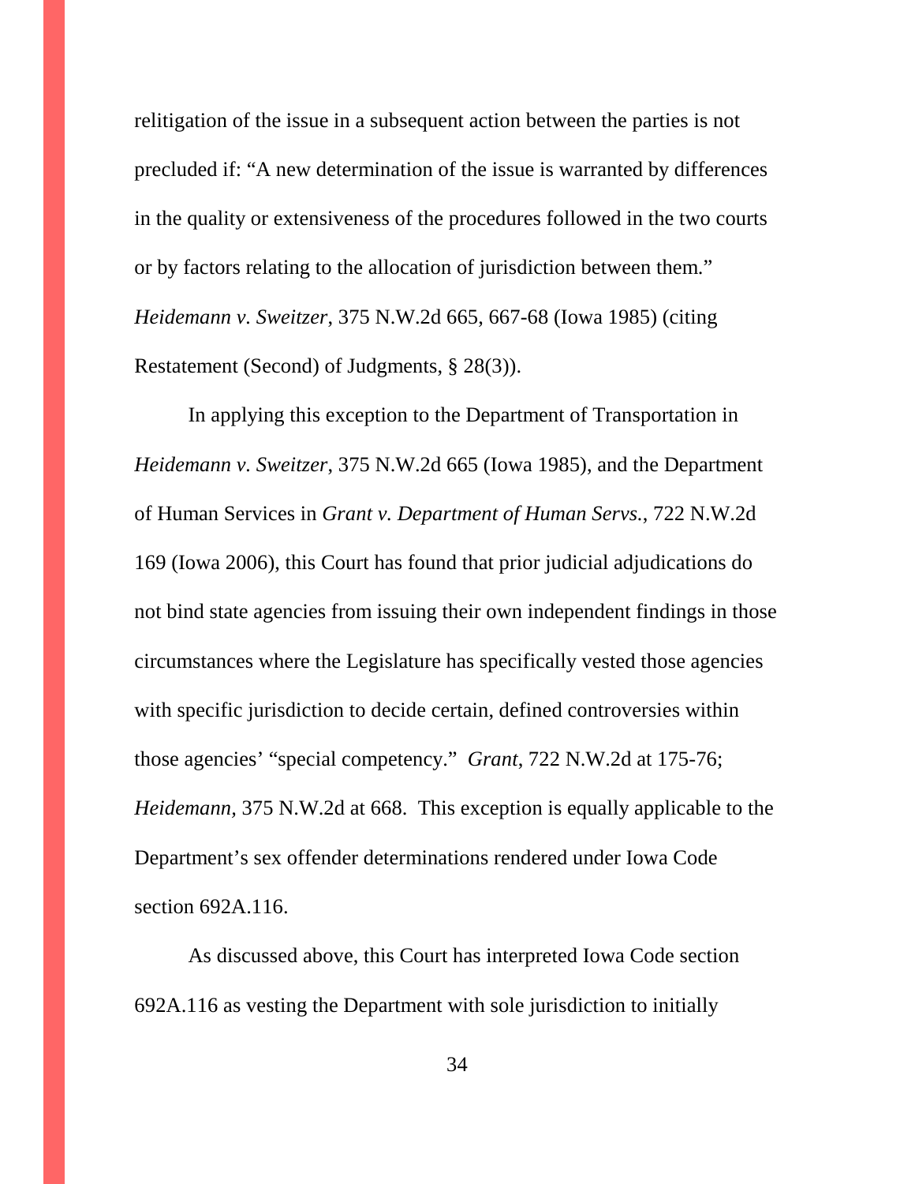relitigation of the issue in a subsequent action between the parties is not precluded if: "A new determination of the issue is warranted by differences in the quality or extensiveness of the procedures followed in the two courts or by factors relating to the allocation of jurisdiction between them." *Heidemann v. Sweitzer*, 375 N.W.2d 665, 667-68 (Iowa 1985) (citing Restatement (Second) of Judgments, § 28(3)).

In applying this exception to the Department of Transportation in *Heidemann v. Sweitzer*, 375 N.W.2d 665 (Iowa 1985), and the Department of Human Services in *Grant v. Department of Human Servs.*, 722 N.W.2d 169 (Iowa 2006), this Court has found that prior judicial adjudications do not bind state agencies from issuing their own independent findings in those circumstances where the Legislature has specifically vested those agencies with specific jurisdiction to decide certain, defined controversies within those agencies' "special competency." *Grant*, 722 N.W.2d at 175-76; *Heidemann*, 375 N.W.2d at 668. This exception is equally applicable to the Department's sex offender determinations rendered under Iowa Code section 692A.116.

As discussed above, this Court has interpreted Iowa Code section 692A.116 as vesting the Department with sole jurisdiction to initially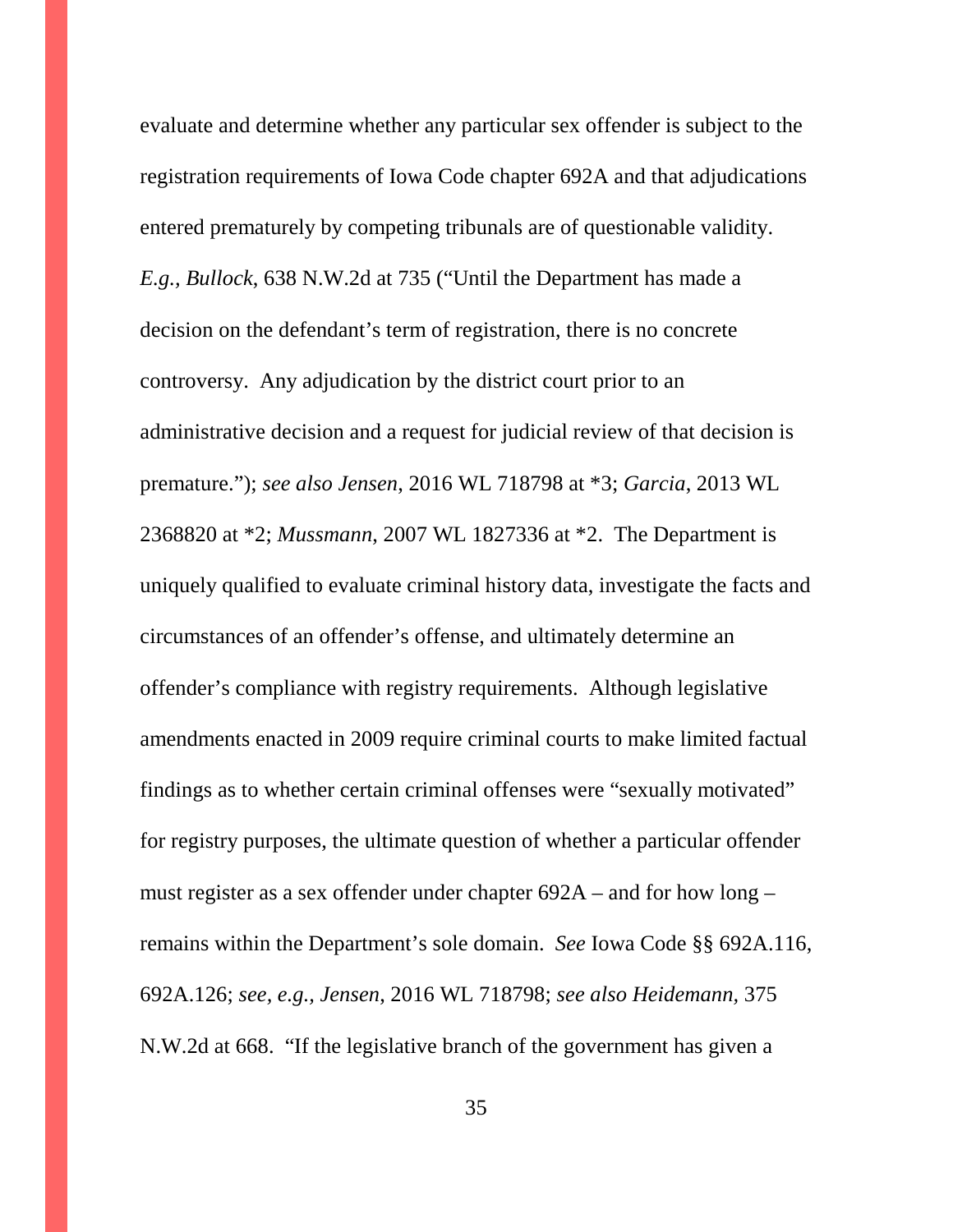evaluate and determine whether any particular sex offender is subject to the registration requirements of Iowa Code chapter 692A and that adjudications entered prematurely by competing tribunals are of questionable validity. *E.g., Bullock*, 638 N.W.2d at 735 ("Until the Department has made a decision on the defendant's term of registration, there is no concrete controversy. Any adjudication by the district court prior to an administrative decision and a request for judicial review of that decision is premature."); *see also Jensen*, 2016 WL 718798 at *3; *Garcia*, 2013 WL 2368820 at *2; *Mussmann*, 2007 WL 1827336 at *2. The Department is uniquely qualified to evaluate criminal history data, investigate the facts and circumstances of an offender's offense, and ultimately determine an offender's compliance with registry requirements. Although legislative amendments enacted in 2009 require criminal courts to make limited factual findings as to whether certain criminal offenses were "sexually motivated" for registry purposes, the ultimate question of whether a particular offender must register as a sex offender under chapter 692A – and for how long – remains within the Department's sole domain. *See* Iowa Code §§ 692A.116, 692A.126; *see, e.g., Jensen*, 2016 WL 718798; *see also Heidemann*, 375 N.W.2d at 668. "If the legislative branch of the government has given a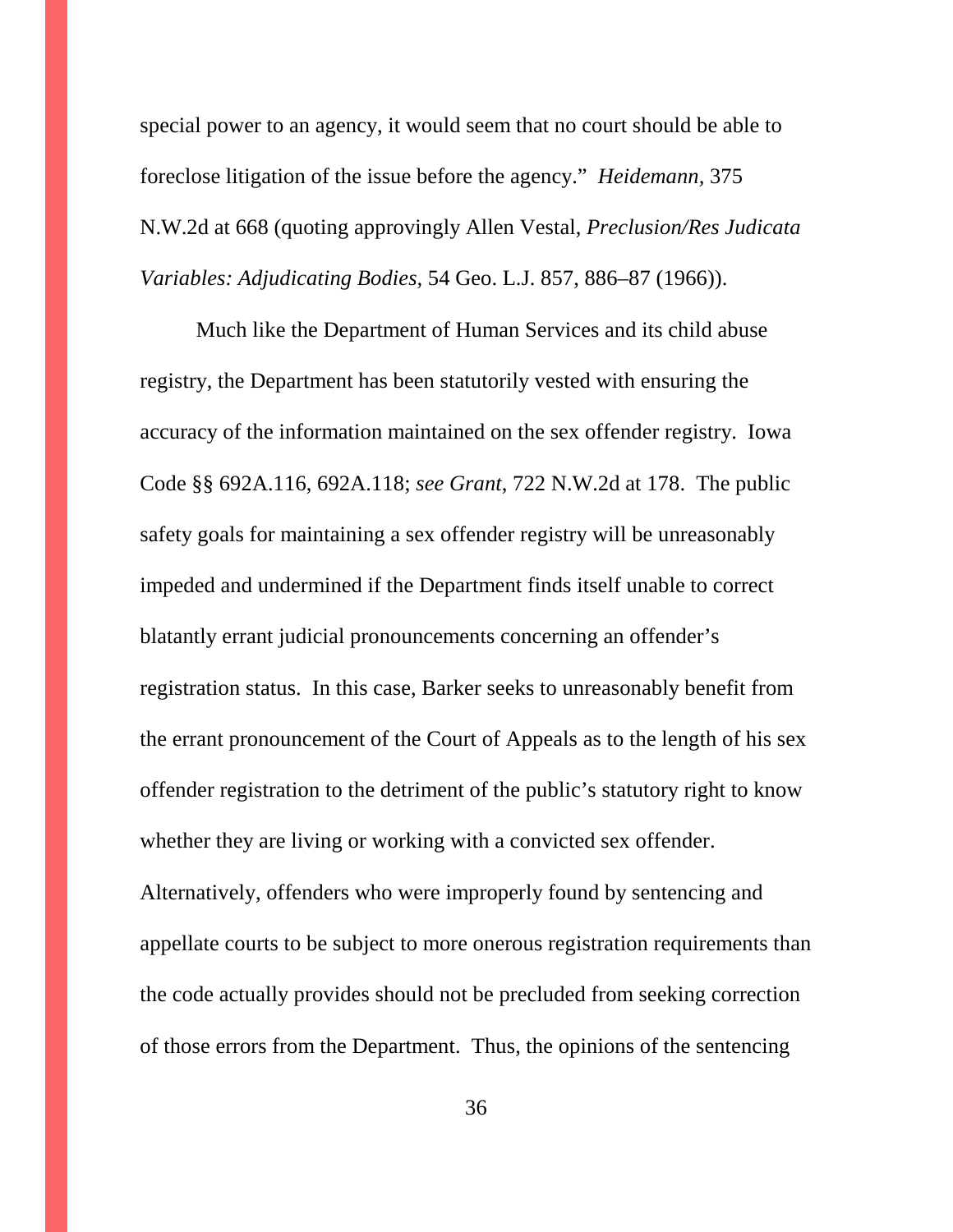special power to an agency, it would seem that no court should be able to foreclose litigation of the issue before the agency." *Heidemann*, 375 N.W.2d at 668 (quoting approvingly Allen Vestal, *Preclusion/Res Judicata Variables: Adjudicating Bodies*, 54 Geo. L.J. 857, 886–87 (1966)).

Much like the Department of Human Services and its child abuse registry, the Department has been statutorily vested with ensuring the accuracy of the information maintained on the sex offender registry. Iowa Code §§ 692A.116, 692A.118; *see Grant*, 722 N.W.2d at 178. The public safety goals for maintaining a sex offender registry will be unreasonably impeded and undermined if the Department finds itself unable to correct blatantly errant judicial pronouncements concerning an offender's registration status. In this case, Barker seeks to unreasonably benefit from the errant pronouncement of the Court of Appeals as to the length of his sex offender registration to the detriment of the public's statutory right to know whether they are living or working with a convicted sex offender. Alternatively, offenders who were improperly found by sentencing and appellate courts to be subject to more onerous registration requirements than the code actually provides should not be precluded from seeking correction of those errors from the Department. Thus, the opinions of the sentencing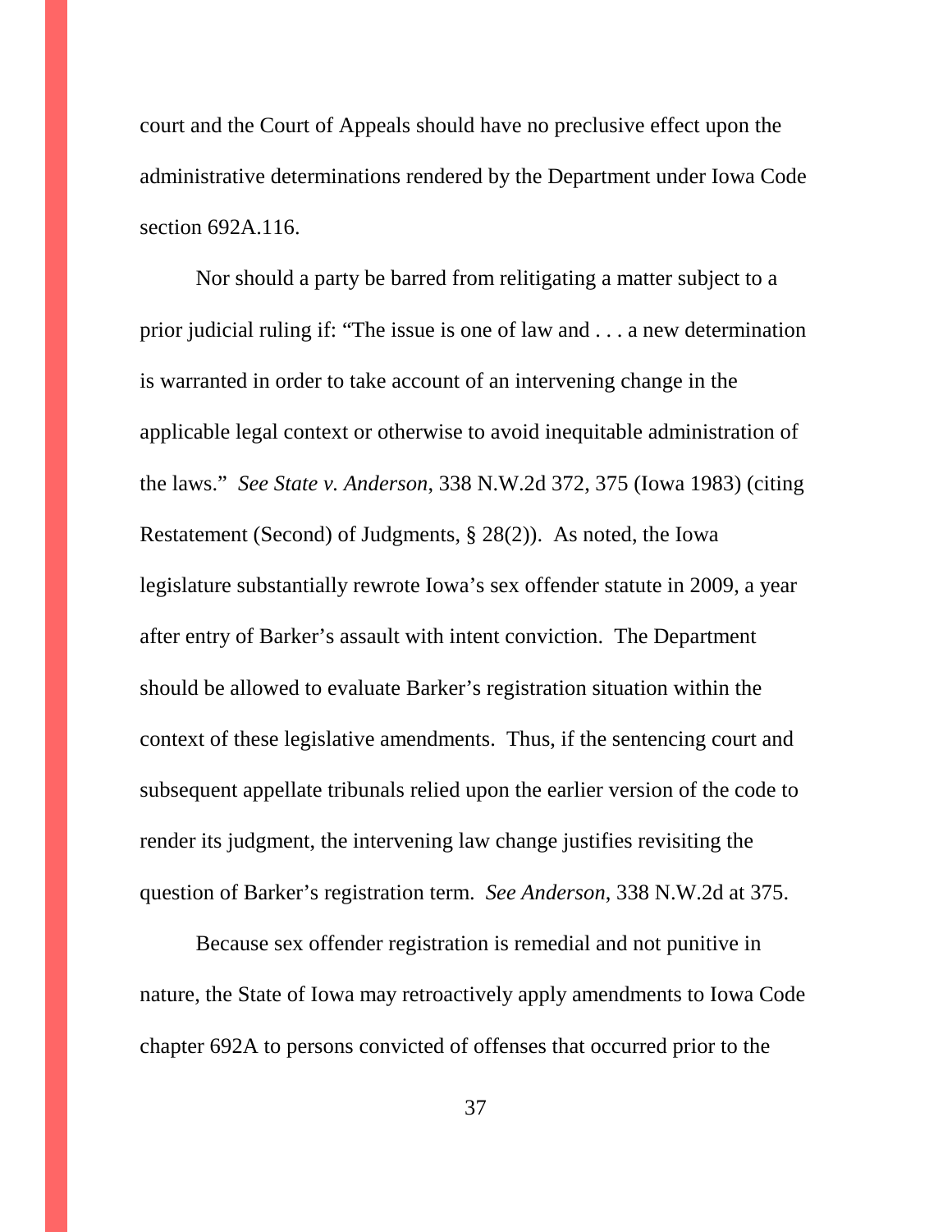court and the Court of Appeals should have no preclusive effect upon the administrative determinations rendered by the Department under Iowa Code section 692A.116.

Nor should a party be barred from relitigating a matter subject to a prior judicial ruling if: "The issue is one of law and . . . a new determination is warranted in order to take account of an intervening change in the applicable legal context or otherwise to avoid inequitable administration of the laws." *See State v. Anderson*, 338 N.W.2d 372, 375 (Iowa 1983) (citing Restatement (Second) of Judgments, § 28(2)). As noted, the Iowa legislature substantially rewrote Iowa's sex offender statute in 2009, a year after entry of Barker's assault with intent conviction. The Department should be allowed to evaluate Barker's registration situation within the context of these legislative amendments. Thus, if the sentencing court and subsequent appellate tribunals relied upon the earlier version of the code to render its judgment, the intervening law change justifies revisiting the question of Barker's registration term. *See Anderson*, 338 N.W.2d at 375.

Because sex offender registration is remedial and not punitive in nature, the State of Iowa may retroactively apply amendments to Iowa Code chapter 692A to persons convicted of offenses that occurred prior to the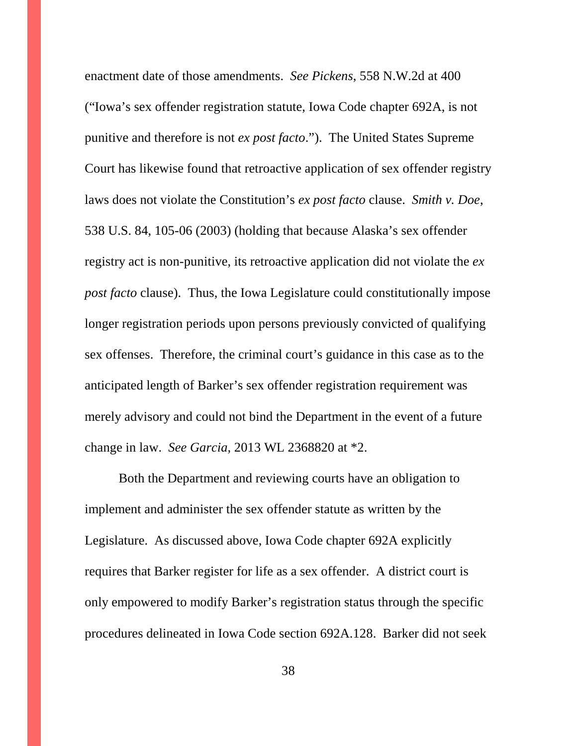enactment date of those amendments. *See Pickens*, 558 N.W.2d at 400 ("Iowa's sex offender registration statute, Iowa Code chapter 692A, is not punitive and therefore is not *ex post facto*."). The United States Supreme Court has likewise found that retroactive application of sex offender registry laws does not violate the Constitution's *ex post facto* clause. *Smith v. Doe*, 538 U.S. 84, 105-06 (2003) (holding that because Alaska's sex offender registry act is non-punitive, its retroactive application did not violate the *ex post facto* clause). Thus, the Iowa Legislature could constitutionally impose longer registration periods upon persons previously convicted of qualifying sex offenses. Therefore, the criminal court's guidance in this case as to the anticipated length of Barker's sex offender registration requirement was merely advisory and could not bind the Department in the event of a future change in law. *See Garcia*, 2013 WL 2368820 at *2.

Both the Department and reviewing courts have an obligation to implement and administer the sex offender statute as written by the Legislature. As discussed above, Iowa Code chapter 692A explicitly requires that Barker register for life as a sex offender. A district court is only empowered to modify Barker's registration status through the specific procedures delineated in Iowa Code section 692A.128. Barker did not seek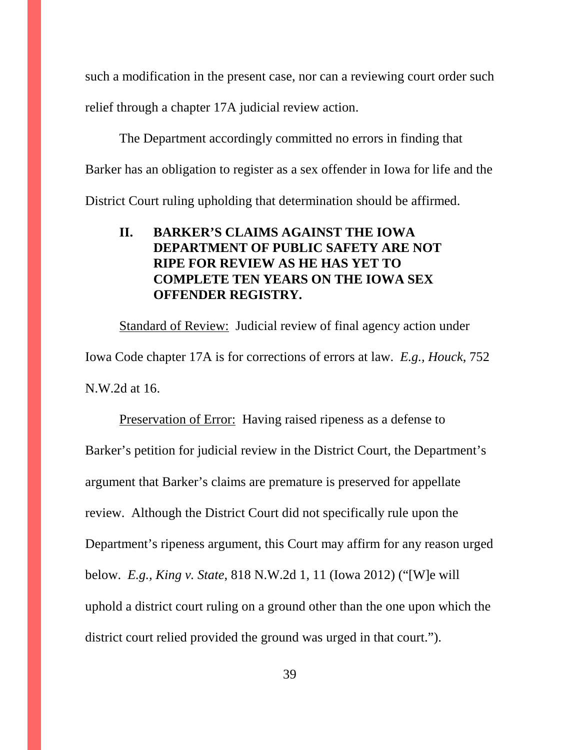such a modification in the present case, nor can a reviewing court order such relief through a chapter 17A judicial review action.

The Department accordingly committed no errors in finding that Barker has an obligation to register as a sex offender in Iowa for life and the District Court ruling upholding that determination should be affirmed.

## II. BARKER'S CLAIMS AGAINST THE IOWA DEPARTMENT OF PUBLIC SAFETY ARE NOT RIPE FOR REVIEW AS HE HAS YET TO COMPLETE TEN YEARS ON THE IOWA SEX OFFENDER REGISTRY.

Standard of Review: Judicial review of final agency action under Iowa Code chapter 17A is for corrections of errors at law. *E.g., Houck*, 752 N.W.2d at 16.

Preservation of Error: Having raised ripeness as a defense to Barker's petition for judicial review in the District Court, the Department's argument that Barker's claims are premature is preserved for appellate review. Although the District Court did not specifically rule upon the Department's ripeness argument, this Court may affirm for any reason urged below. *E.g., King v. State*, 818 N.W.2d 1, 11 (Iowa 2012) ("[W]e will uphold a district court ruling on a ground other than the one upon which the district court relied provided the ground was urged in that court.").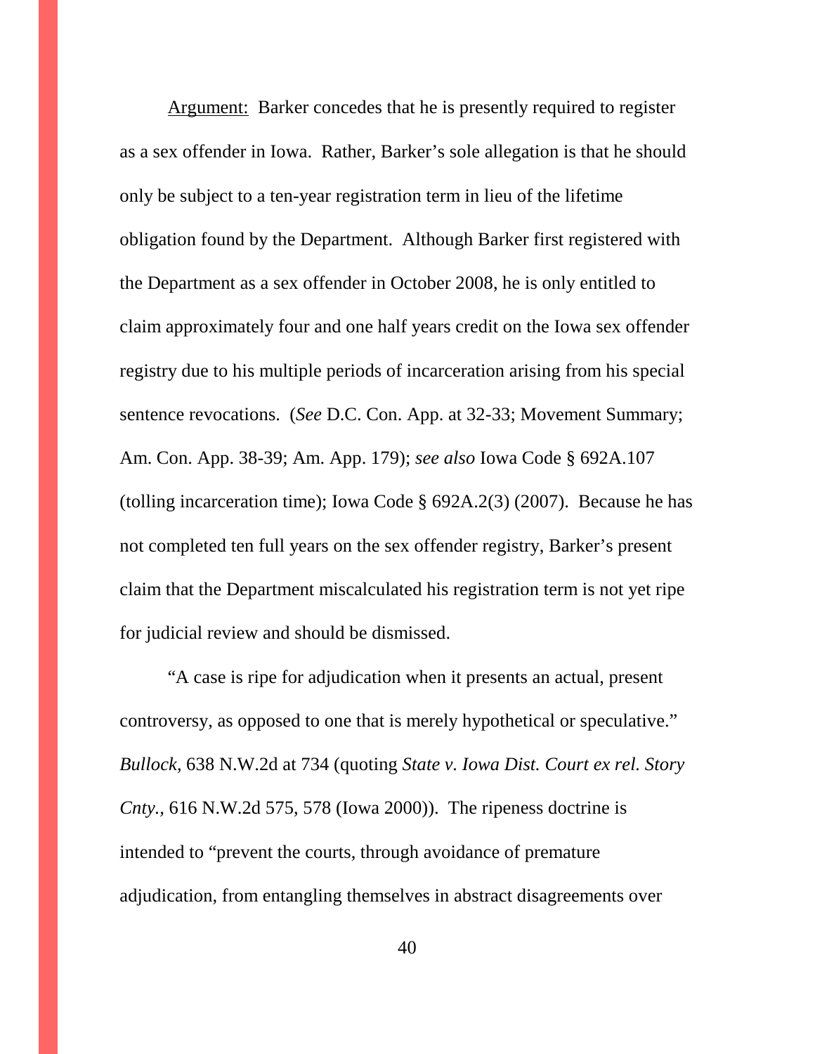<u>Argument:</u> Barker concedes that he is presently required to register as a sex offender in Iowa. Rather, Barker's sole allegation is that he should only be subject to a ten-year registration term in lieu of the lifetime obligation found by the Department. Although Barker first registered with the Department as a sex offender in October 2008, he is only entitled to claim approximately four and one half years credit on the Iowa sex offender registry due to his multiple periods of incarceration arising from his special sentence revocations. (*See* D.C. Con. App. at 32-33; Movement Summary; Am. Con. App. 38-39; Am. App. 179); *see also* Iowa Code § 692A.107 (tolling incarceration time); Iowa Code § 692A.2(3) (2007). Because he has not completed ten full years on the sex offender registry, Barker's present claim that the Department miscalculated his registration term is not yet ripe for judicial review and should be dismissed.

"A case is ripe for adjudication when it presents an actual, present controversy, as opposed to one that is merely hypothetical or speculative." *Bullock*, 638 N.W.2d at 734 (quoting *State v. Iowa Dist. Court ex rel. Story Cnty.*, 616 N.W.2d 575, 578 (Iowa 2000)). The ripeness doctrine is intended to "prevent the courts, through avoidance of premature adjudication, from entangling themselves in abstract disagreements over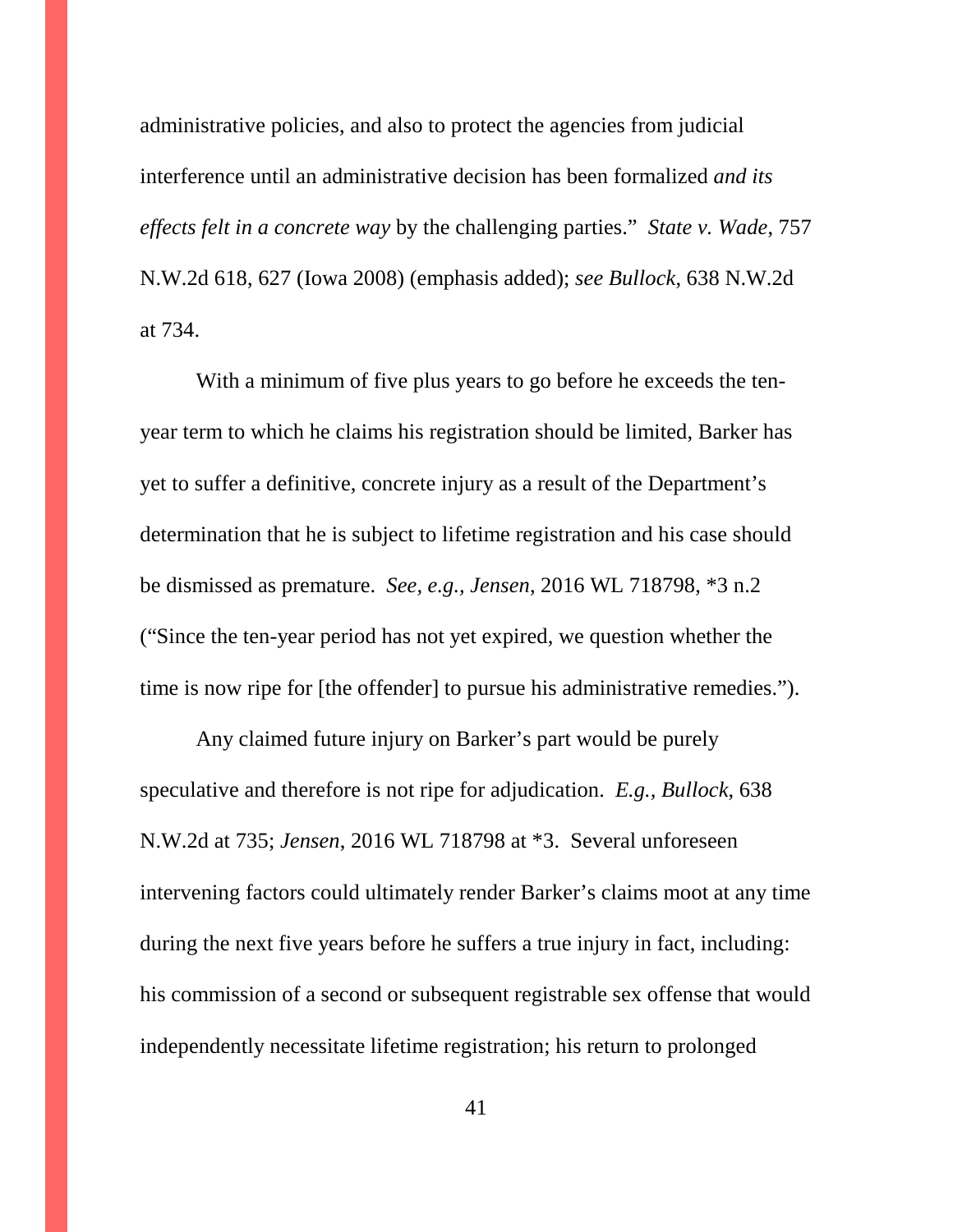administrative policies, and also to protect the agencies from judicial interference until an administrative decision has been formalized *and its effects felt in a concrete way* by the challenging parties." *State v. Wade*, 757 N.W.2d 618, 627 (Iowa 2008) (emphasis added); *see Bullock*, 638 N.W.2d at 734.

With a minimum of five plus years to go before he exceeds the ten-year term to which he claims his registration should be limited, Barker has yet to suffer a definitive, concrete injury as a result of the Department's determination that he is subject to lifetime registration and his case should be dismissed as premature. *See, e.g., Jensen*, 2016 WL 718798, *3 n.2 ("Since the ten-year period has not yet expired, we question whether the time is now ripe for [the offender] to pursue his administrative remedies.").

Any claimed future injury on Barker's part would be purely speculative and therefore is not ripe for adjudication. *E.g., Bullock*, 638 N.W.2d at 735; *Jensen*, 2016 WL 718798 at *3. Several unforeseen intervening factors could ultimately render Barker's claims moot at any time during the next five years before he suffers a true injury in fact, including: his commission of a second or subsequent registrable sex offense that would independently necessitate lifetime registration; his return to prolonged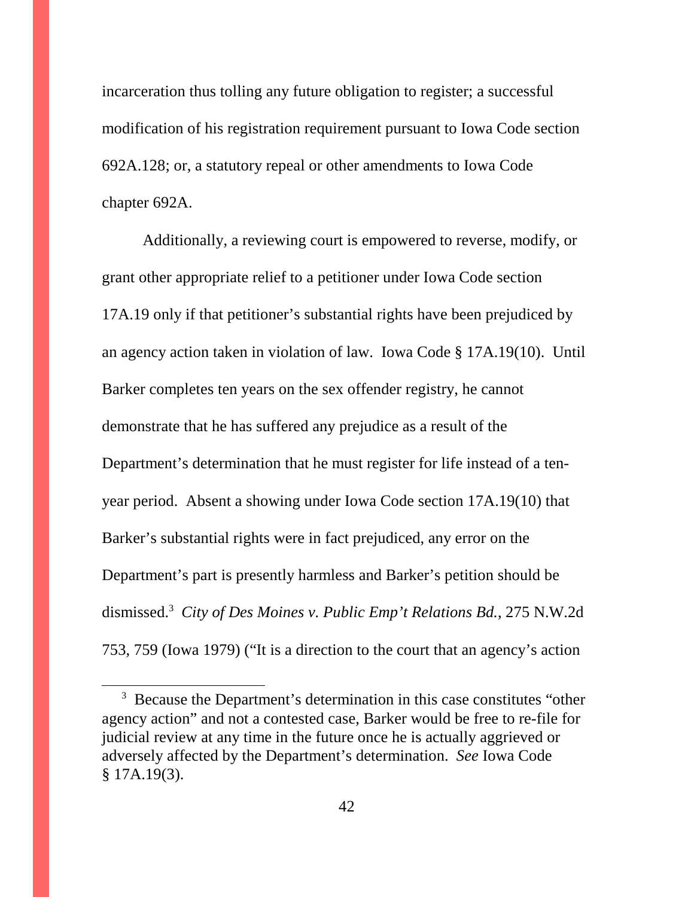incarceration thus tolling any future obligation to register; a successful modification of his registration requirement pursuant to Iowa Code section 692A.128; or, a statutory repeal or other amendments to Iowa Code chapter 692A.

Additionally, a reviewing court is empowered to reverse, modify, or grant other appropriate relief to a petitioner under Iowa Code section 17A.19 only if that petitioner's substantial rights have been prejudiced by an agency action taken in violation of law. Iowa Code § 17A.19(10). Until Barker completes ten years on the sex offender registry, he cannot demonstrate that he has suffered any prejudice as a result of the Department's determination that he must register for life instead of a ten-year period. Absent a showing under Iowa Code section 17A.19(10) that Barker's substantial rights were in fact prejudiced, any error on the Department's part is presently harmless and Barker's petition should be dismissed.[3] *City of Des Moines v. Public Emp't Relations Bd.*, 275 N.W.2d 753, 759 (Iowa 1979) ("It is a direction to the court that an agency's action

---

[3] Because the Department's determination in this case constitutes "other agency action" and not a contested case, Barker would be free to re-file for judicial review at any time in the future once he is actually aggrieved or adversely affected by the Department's determination. *See* Iowa Code § 17A.19(3).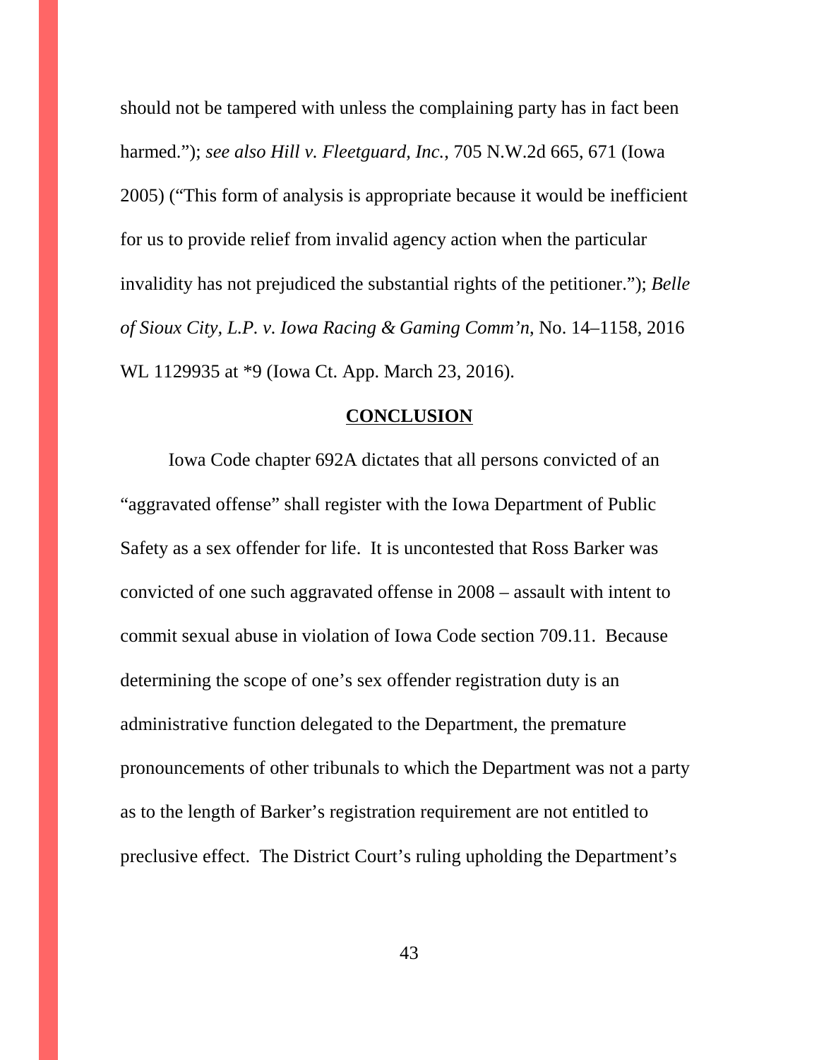should not be tampered with unless the complaining party has in fact been harmed."); *see also Hill v. Fleetguard, Inc.*, 705 N.W.2d 665, 671 (Iowa 2005) ("This form of analysis is appropriate because it would be inefficient for us to provide relief from invalid agency action when the particular invalidity has not prejudiced the substantial rights of the petitioner."); *Belle of Sioux City, L.P. v. Iowa Racing & Gaming Comm'n*, No. 14–1158, 2016 WL 1129935 at *9 (Iowa Ct. App. March 23, 2016).

## **CONCLUSION**

Iowa Code chapter 692A dictates that all persons convicted of an "aggravated offense" shall register with the Iowa Department of Public Safety as a sex offender for life. It is uncontested that Ross Barker was convicted of one such aggravated offense in 2008 – assault with intent to commit sexual abuse in violation of Iowa Code section 709.11. Because determining the scope of one's sex offender registration duty is an administrative function delegated to the Department, the premature pronouncements of other tribunals to which the Department was not a party as to the length of Barker's registration requirement are not entitled to preclusive effect. The District Court's ruling upholding the Department's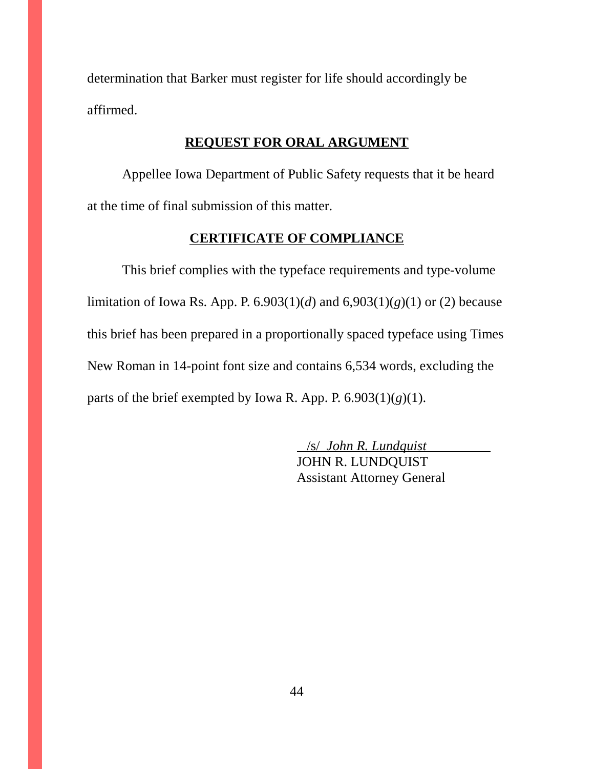determination that Barker must register for life should accordingly be affirmed.

## **REQUEST FOR ORAL ARGUMENT**

Appellee Iowa Department of Public Safety requests that it be heard at the time of final submission of this matter.

## **CERTIFICATE OF COMPLIANCE**

This brief complies with the typeface requirements and type-volume limitation of Iowa Rs. App. P. 6.903(1)(*d*) and 6,903(1)(*g*)(1) or (2) because this brief has been prepared in a proportionally spaced typeface using Times New Roman in 14-point font size and contains 6,534 words, excluding the parts of the brief exempted by Iowa R. App. P. 6.903(1)(*g*)(1).

/s/ *John R. Lundquist*
JOHN R. LUNDQUIST
Assistant Attorney General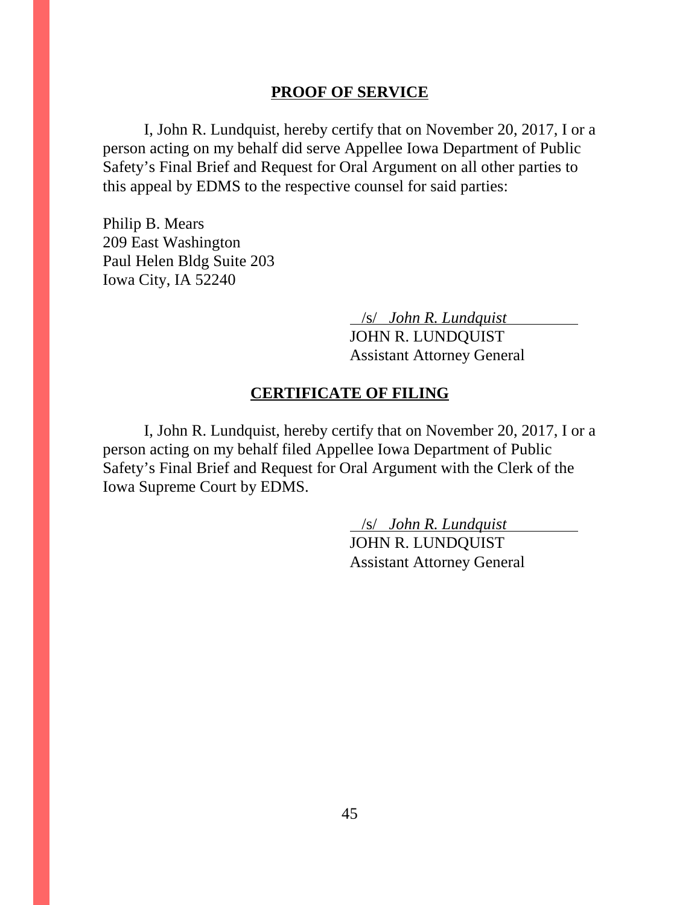## **PROOF OF SERVICE**

I, John R. Lundquist, hereby certify that on November 20, 2017, I or a person acting on my behalf did serve Appellee Iowa Department of Public Safety's Final Brief and Request for Oral Argument on all other parties to this appeal by EDMS to the respective counsel for said parties:

Philip B. Mears
209 East Washington
Paul Helen Bldg Suite 203
Iowa City, IA 52240

/s/ *John R. Lundquist*
JOHN R. LUNDQUIST
Assistant Attorney General

## **CERTIFICATE OF FILING**

I, John R. Lundquist, hereby certify that on November 20, 2017, I or a person acting on my behalf filed Appellee Iowa Department of Public Safety's Final Brief and Request for Oral Argument with the Clerk of the Iowa Supreme Court by EDMS.

/s/ *John R. Lundquist*
JOHN R. LUNDQUIST
Assistant Attorney General